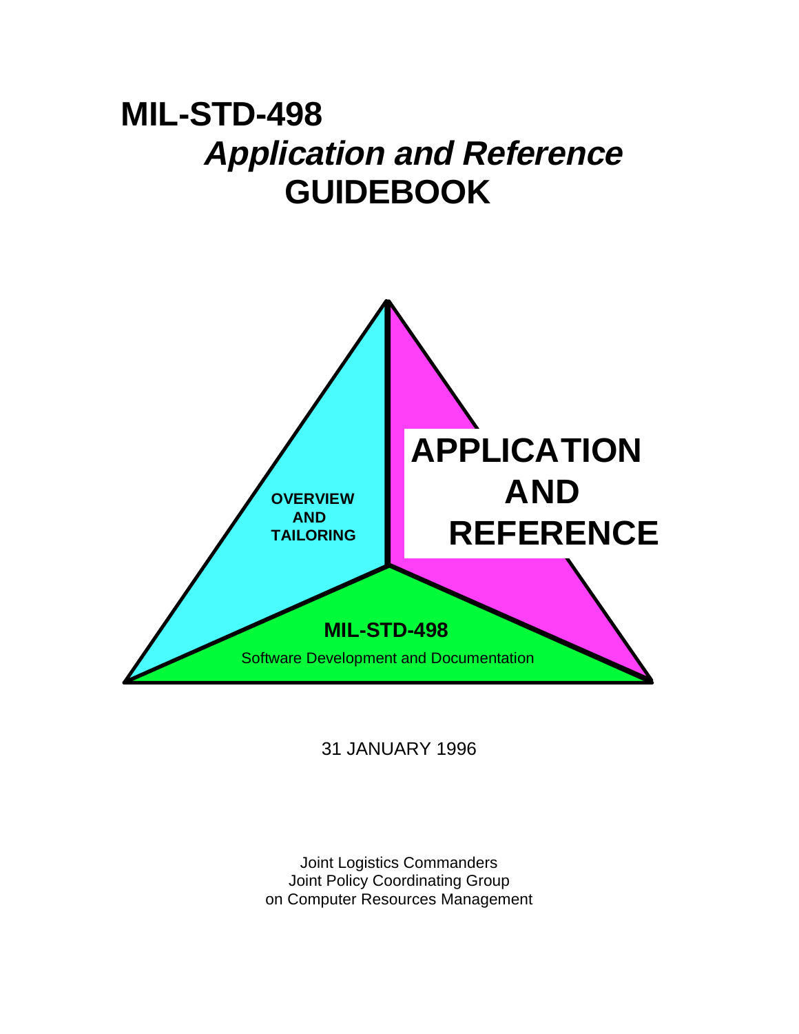# MIL-STD-498

## *Application and Reference*

## GUIDEBOOK

OVERVIEW AND TAILORING

APPLICATION AND REFERENCE

**MIL-STD-498**

Software Development and Documentation

31 JANUARY 1996

Joint Logistics Commanders
Joint Policy Coordinating Group
on Computer Resources Management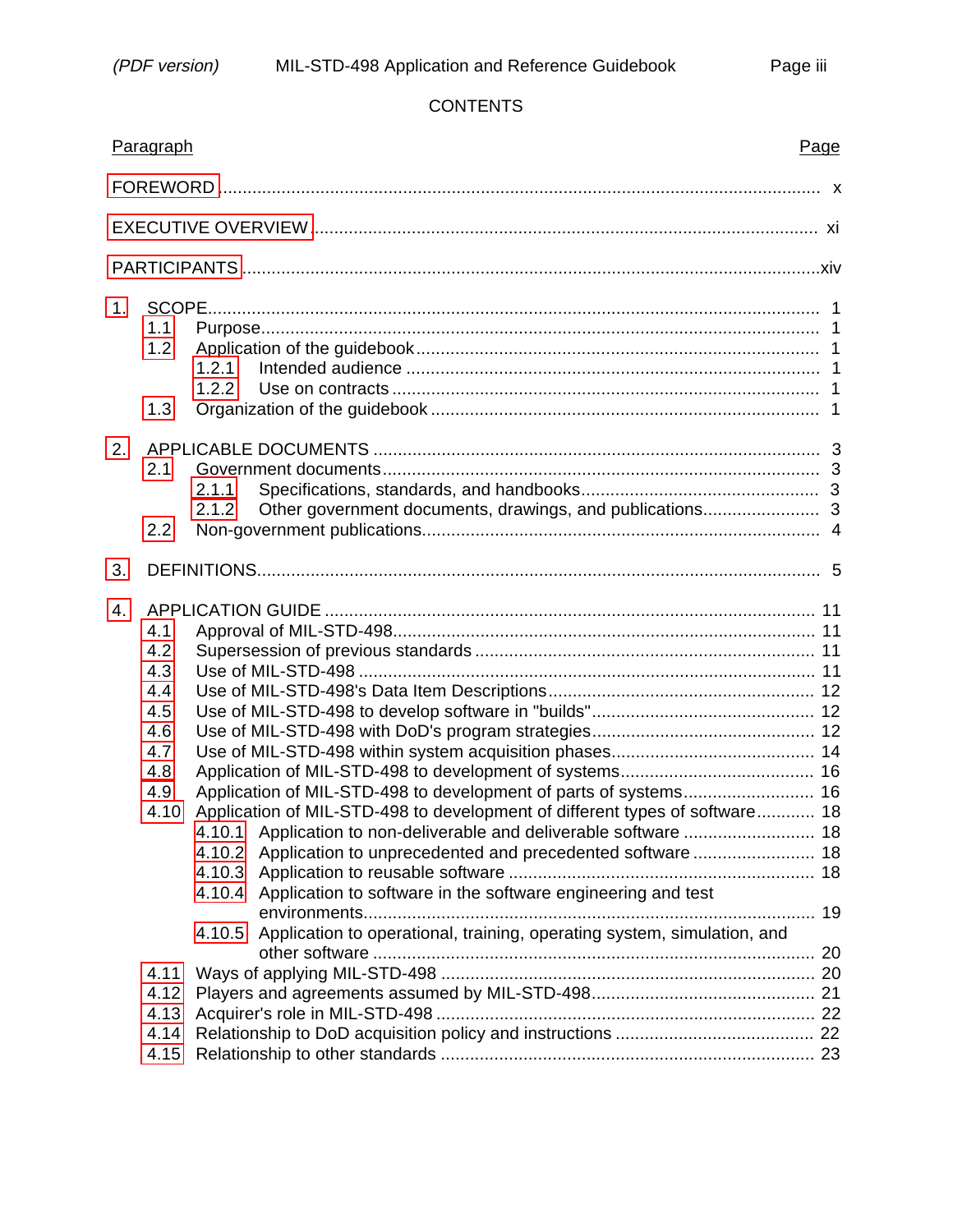CONTENTS

| Paragraph | | Page |
|---|---|---|
| FOREWORD | | x |
| EXECUTIVE OVERVIEW | | xi |
| PARTICIPANTS | | xiv |
| 1. | SCOPE | 1 |
| 1.1 | Purpose | 1 |
| 1.2 | Application of the guidebook | 1 |
| 1.2.1 | Intended audience | 1 |
| 1.2.2 | Use on contracts | 1 |
| 1.3 | Organization of the guidebook | 1 |
| 2. | APPLICABLE DOCUMENTS | 3 |
| 2.1 | Government documents | 3 |
| 2.1.1 | Specifications, standards, and handbooks | 3 |
| 2.1.2 | Other government documents, drawings, and publications | 3 |
| 2.2 | Non-government publications | 4 |
| 3. | DEFINITIONS | 5 |
| 4. | APPLICATION GUIDE | 11 |
| 4.1 | Approval of MIL-STD-498 | 11 |
| 4.2 | Supersession of previous standards | 11 |
| 4.3 | Use of MIL-STD-498 | 11 |
| 4.4 | Use of MIL-STD-498's Data Item Descriptions | 12 |
| 4.5 | Use of MIL-STD-498 to develop software in "builds" | 12 |
| 4.6 | Use of MIL-STD-498 with DoD's program strategies | 12 |
| 4.7 | Use of MIL-STD-498 within system acquisition phases | 14 |
| 4.8 | Application of MIL-STD-498 to development of systems | 16 |
| 4.9 | Application of MIL-STD-498 to development of parts of systems | 16 |
| 4.10 | Application of MIL-STD-498 to development of different types of software | 18 |
| 4.10.1 | Application to non-deliverable and deliverable software | 18 |
| 4.10.2 | Application to unprecedented and precedented software | 18 |
| 4.10.3 | Application to reusable software | 18 |
| 4.10.4 | Application to software in the software engineering and test environments | 19 |
| 4.10.5 | Application to operational, training, operating system, simulation, and other software | 20 |
| 4.11 | Ways of applying MIL-STD-498 | 20 |
| 4.12 | Players and agreements assumed by MIL-STD-498 | 21 |
| 4.13 | Acquirer's role in MIL-STD-498 | 22 |
| 4.14 | Relationship to DoD acquisition policy and instructions | 22 |
| 4.15 | Relationship to other standards | 23 |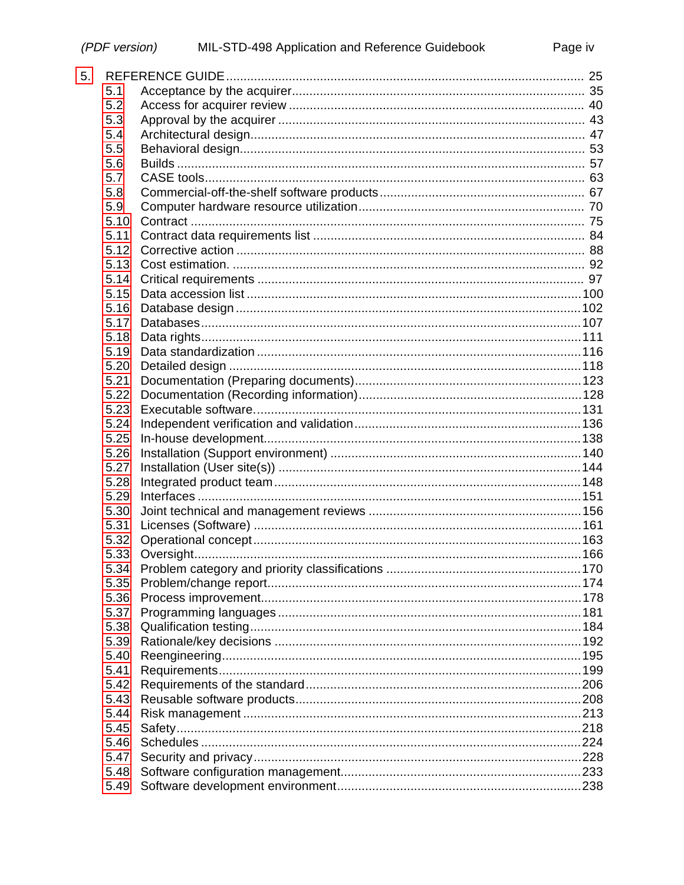5. REFERENCE GUIDE ..... 25

- 5.1 Acceptance by the acquirer ..... 35
- 5.2 Access for acquirer review ..... 40
- 5.3 Approval by the acquirer ..... 43
- 5.4 Architectural design ..... 47
- 5.5 Behavioral design ..... 53
- 5.6 Builds ..... 57
- 5.7 CASE tools ..... 63
- 5.8 Commercial-off-the-shelf software products ..... 67
- 5.9 Computer hardware resource utilization ..... 70
- 5.10 Contract ..... 75
- 5.11 Contract data requirements list ..... 84
- 5.12 Corrective action ..... 88
- 5.13 Cost estimation. ..... 92
- 5.14 Critical requirements ..... 97
- 5.15 Data accession list ..... 100
- 5.16 Database design ..... 102
- 5.17 Databases ..... 107
- 5.18 Data rights ..... 111
- 5.19 Data standardization ..... 116
- 5.20 Detailed design ..... 118
- 5.21 Documentation (Preparing documents) ..... 123
- 5.22 Documentation (Recording information) ..... 128
- 5.23 Executable software ..... 131
- 5.24 Independent verification and validation ..... 136
- 5.25 In-house development ..... 138
- 5.26 Installation (Support environment) ..... 140
- 5.27 Installation (User site(s)) ..... 144
- 5.28 Integrated product team ..... 148
- 5.29 Interfaces ..... 151
- 5.30 Joint technical and management reviews ..... 156
- 5.31 Licenses (Software) ..... 161
- 5.32 Operational concept ..... 163
- 5.33 Oversight ..... 166
- 5.34 Problem category and priority classifications ..... 170
- 5.35 Problem/change report ..... 174
- 5.36 Process improvement ..... 178
- 5.37 Programming languages ..... 181
- 5.38 Qualification testing ..... 184
- 5.39 Rationale/key decisions ..... 192
- 5.40 Reengineering ..... 195
- 5.41 Requirements ..... 199
- 5.42 Requirements of the standard ..... 206
- 5.43 Reusable software products ..... 208
- 5.44 Risk management ..... 213
- 5.45 Safety ..... 218
- 5.46 Schedules ..... 224
- 5.47 Security and privacy ..... 228
- 5.48 Software configuration management ..... 233
- 5.49 Software development environment ..... 238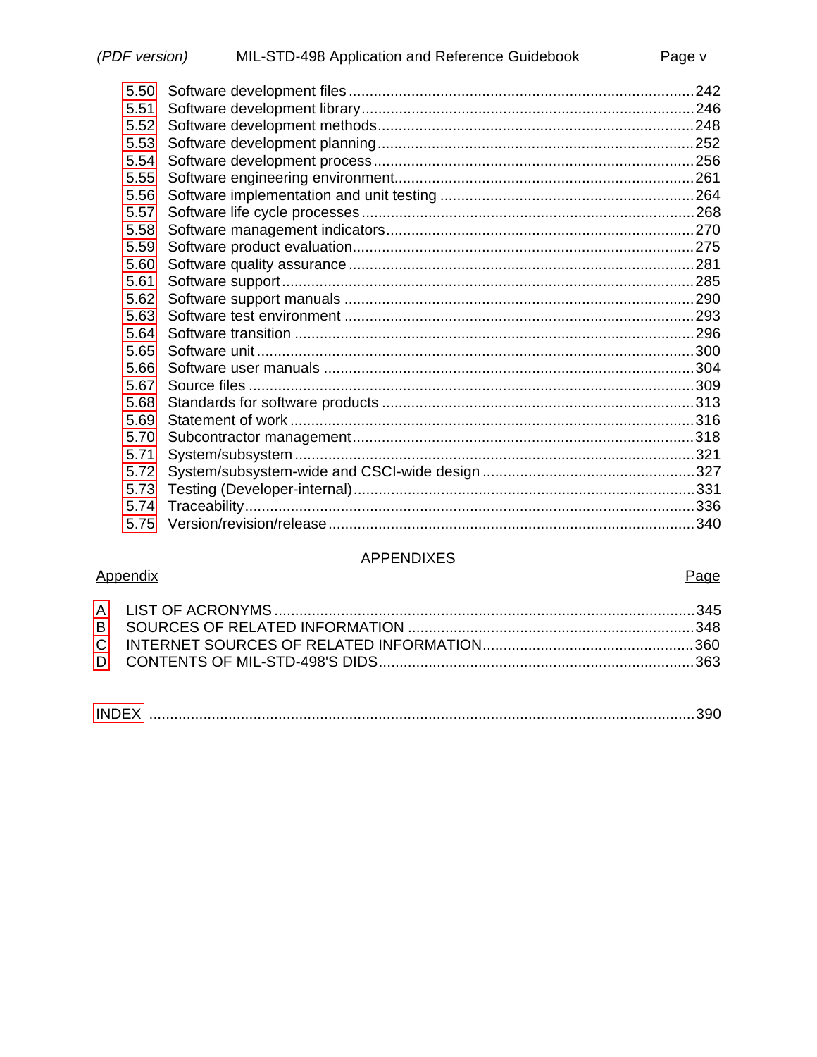5.50 Software development files ....................................................................................242
5.51 Software development library................................................................................246
5.52 Software development methods............................................................................248
5.53 Software development planning...........................................................................252
5.54 Software development process.............................................................................256
5.55 Software engineering environment........................................................................261
5.56 Software implementation and unit testing .............................................................264
5.57 Software life cycle processes................................................................................268
5.58 Software management indicators.........................................................................270
5.59 Software product evaluation..................................................................................275
5.60 Software quality assurance ...................................................................................281
5.61 Software support....................................................................................................285
5.62 Software support manuals ....................................................................................290
5.63 Software test environment ....................................................................................293
5.64 Software transition ................................................................................................296
5.65 Software unit..........................................................................................................300
5.66 Software user manuals .........................................................................................304
5.67 Source files ............................................................................................................309
5.68 Standards for software products ...........................................................................313
5.69 Statement of work .................................................................................................316
5.70 Subcontractor management..................................................................................318
5.71 System/subsystem ................................................................................................321
5.72 System/subsystem-wide and CSCI-wide design ..................................................327
5.73 Testing (Developer-internal)..................................................................................331
5.74 Traceability............................................................................................................336
5.75 Version/revision/release........................................................................................340

APPENDIXES

Appendix | Page

A LIST OF ACRONYMS ...............................................................................................345
B SOURCES OF RELATED INFORMATION ................................................................348
C INTERNET SOURCES OF RELATED INFORMATION..............................................360
D CONTENTS OF MIL-STD-498'S DIDS......................................................................363

INDEX ..............................................................................................................................390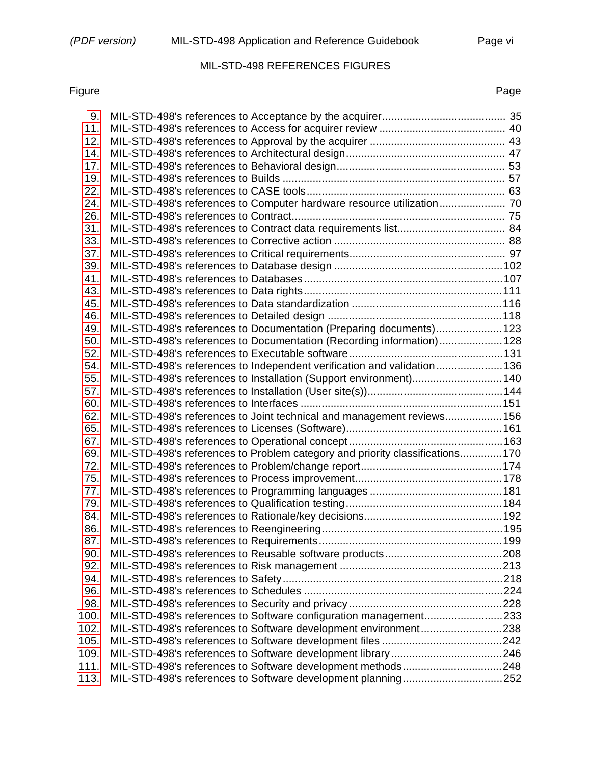## MIL-STD-498 REFERENCES FIGURES

| Figure | | Page |
|---|---|---|
| 9. | MIL-STD-498's references to Acceptance by the acquirer | 35 |
| 11. | MIL-STD-498's references to Access for acquirer review | 40 |
| 12. | MIL-STD-498's references to Approval by the acquirer | 43 |
| 14. | MIL-STD-498's references to Architectural design | 47 |
| 17. | MIL-STD-498's references to Behavioral design | 53 |
| 19. | MIL-STD-498's references to Builds | 57 |
| 22. | MIL-STD-498's references to CASE tools | 63 |
| 24. | MIL-STD-498's references to Computer hardware resource utilization | 70 |
| 26. | MIL-STD-498's references to Contract | 75 |
| 31. | MIL-STD-498's references to Contract data requirements list | 84 |
| 33. | MIL-STD-498's references to Corrective action | 88 |
| 37. | MIL-STD-498's references to Critical requirements | 97 |
| 39. | MIL-STD-498's references to Database design | 102 |
| 41. | MIL-STD-498's references to Databases | 107 |
| 43. | MIL-STD-498's references to Data rights | 111 |
| 45. | MIL-STD-498's references to Data standardization | 116 |
| 46. | MIL-STD-498's references to Detailed design | 118 |
| 49. | MIL-STD-498's references to Documentation (Preparing documents) | 123 |
| 50. | MIL-STD-498's references to Documentation (Recording information) | 128 |
| 52. | MIL-STD-498's references to Executable software | 131 |
| 54. | MIL-STD-498's references to Independent verification and validation | 136 |
| 55. | MIL-STD-498's references to Installation (Support environment) | 140 |
| 57. | MIL-STD-498's references to Installation (User site(s)) | 144 |
| 60. | MIL-STD-498's references to Interfaces | 151 |
| 62. | MIL-STD-498's references to Joint technical and management reviews | 156 |
| 65. | MIL-STD-498's references to Licenses (Software) | 161 |
| 67. | MIL-STD-498's references to Operational concept | 163 |
| 69. | MIL-STD-498's references to Problem category and priority classifications | 170 |
| 72. | MIL-STD-498's references to Problem/change report | 174 |
| 75. | MIL-STD-498's references to Process improvement | 178 |
| 77. | MIL-STD-498's references to Programming languages | 181 |
| 79. | MIL-STD-498's references to Qualification testing | 184 |
| 84. | MIL-STD-498's references to Rationale/key decisions | 192 |
| 86. | MIL-STD-498's references to Reengineering | 195 |
| 87. | MIL-STD-498's references to Requirements | 199 |
| 90. | MIL-STD-498's references to Reusable software products | 208 |
| 92. | MIL-STD-498's references to Risk management | 213 |
| 94. | MIL-STD-498's references to Safety | 218 |
| 96. | MIL-STD-498's references to Schedules | 224 |
| 98. | MIL-STD-498's references to Security and privacy | 228 |
| 100. | MIL-STD-498's references to Software configuration management | 233 |
| 102. | MIL-STD-498's references to Software development environment | 238 |
| 105. | MIL-STD-498's references to Software development files | 242 |
| 109. | MIL-STD-498's references to Software development library | 246 |
| 111. | MIL-STD-498's references to Software development methods | 248 |
| 113. | MIL-STD-498's references to Software development planning | 252 |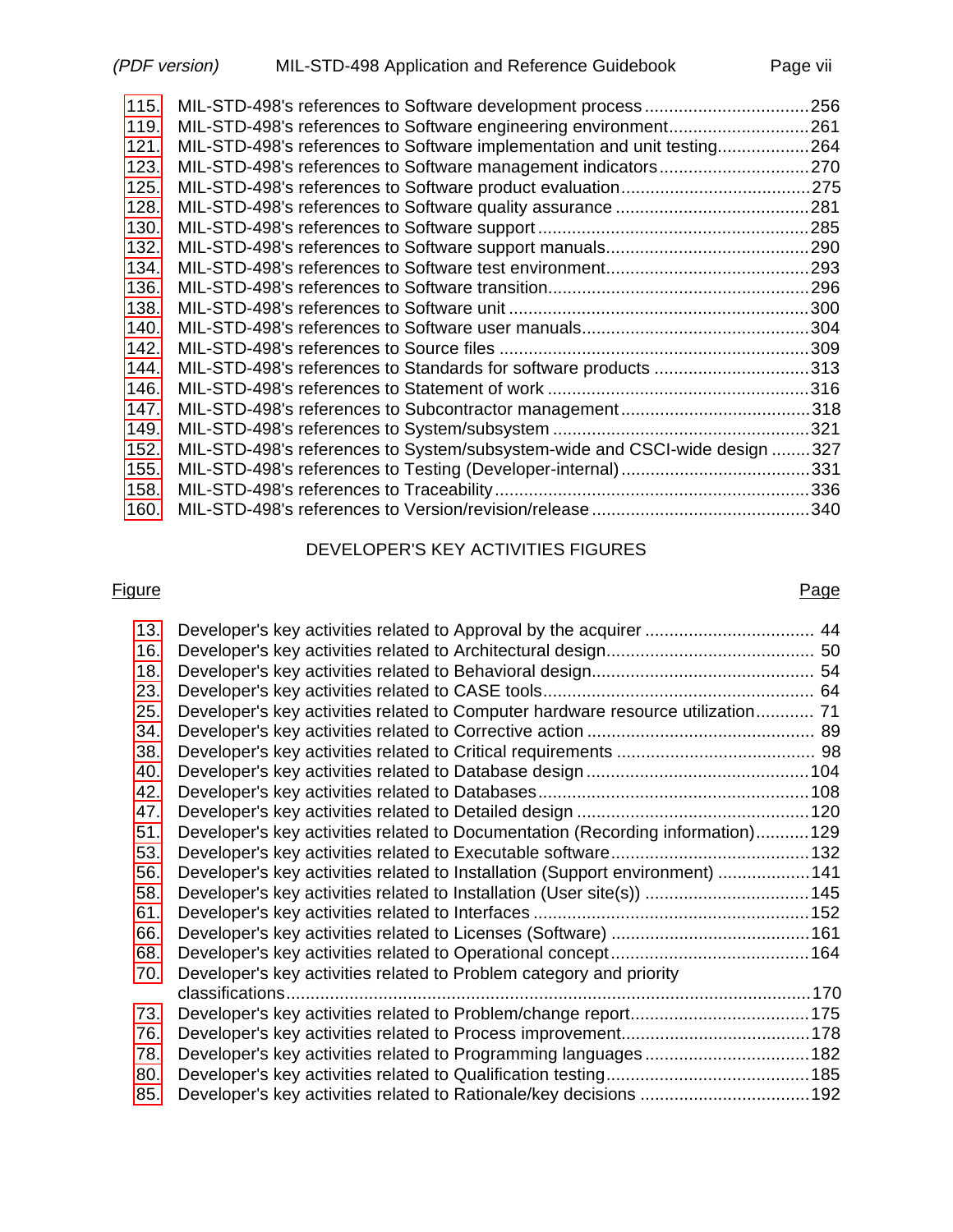| | | |
|---|---|---|
| 115. | MIL-STD-498's references to Software development process | 256 |
| 119. | MIL-STD-498's references to Software engineering environment | 261 |
| 121. | MIL-STD-498's references to Software implementation and unit testing | 264 |
| 123. | MIL-STD-498's references to Software management indicators | 270 |
| 125. | MIL-STD-498's references to Software product evaluation | 275 |
| 128. | MIL-STD-498's references to Software quality assurance | 281 |
| 130. | MIL-STD-498's references to Software support | 285 |
| 132. | MIL-STD-498's references to Software support manuals | 290 |
| 134. | MIL-STD-498's references to Software test environment | 293 |
| 136. | MIL-STD-498's references to Software transition | 296 |
| 138. | MIL-STD-498's references to Software unit | 300 |
| 140. | MIL-STD-498's references to Software user manuals | 304 |
| 142. | MIL-STD-498's references to Source files | 309 |
| 144. | MIL-STD-498's references to Standards for software products | 313 |
| 146. | MIL-STD-498's references to Statement of work | 316 |
| 147. | MIL-STD-498's references to Subcontractor management | 318 |
| 149. | MIL-STD-498's references to System/subsystem | 321 |
| 152. | MIL-STD-498's references to System/subsystem-wide and CSCI-wide design | 327 |
| 155. | MIL-STD-498's references to Testing (Developer-internal) | 331 |
| 158. | MIL-STD-498's references to Traceability | 336 |
| 160. | MIL-STD-498's references to Version/revision/release | 340 |

## DEVELOPER'S KEY ACTIVITIES FIGURES

| Figure | | Page |
|---|---|---|
| 13. | Developer's key activities related to Approval by the acquirer | 44 |
| 16. | Developer's key activities related to Architectural design | 50 |
| 18. | Developer's key activities related to Behavioral design | 54 |
| 23. | Developer's key activities related to CASE tools | 64 |
| 25. | Developer's key activities related to Computer hardware resource utilization | 71 |
| 34. | Developer's key activities related to Corrective action | 89 |
| 38. | Developer's key activities related to Critical requirements | 98 |
| 40. | Developer's key activities related to Database design | 104 |
| 42. | Developer's key activities related to Databases | 108 |
| 47. | Developer's key activities related to Detailed design | 120 |
| 51. | Developer's key activities related to Documentation (Recording information) | 129 |
| 53. | Developer's key activities related to Executable software | 132 |
| 56. | Developer's key activities related to Installation (Support environment) | 141 |
| 58. | Developer's key activities related to Installation (User site(s)) | 145 |
| 61. | Developer's key activities related to Interfaces | 152 |
| 66. | Developer's key activities related to Licenses (Software) | 161 |
| 68. | Developer's key activities related to Operational concept | 164 |
| 70. | Developer's key activities related to Problem category and priority classifications | 170 |
| 73. | Developer's key activities related to Problem/change report | 175 |
| 76. | Developer's key activities related to Process improvement | 178 |
| 78. | Developer's key activities related to Programming languages | 182 |
| 80. | Developer's key activities related to Qualification testing | 185 |
| 85. | Developer's key activities related to Rationale/key decisions | 192 |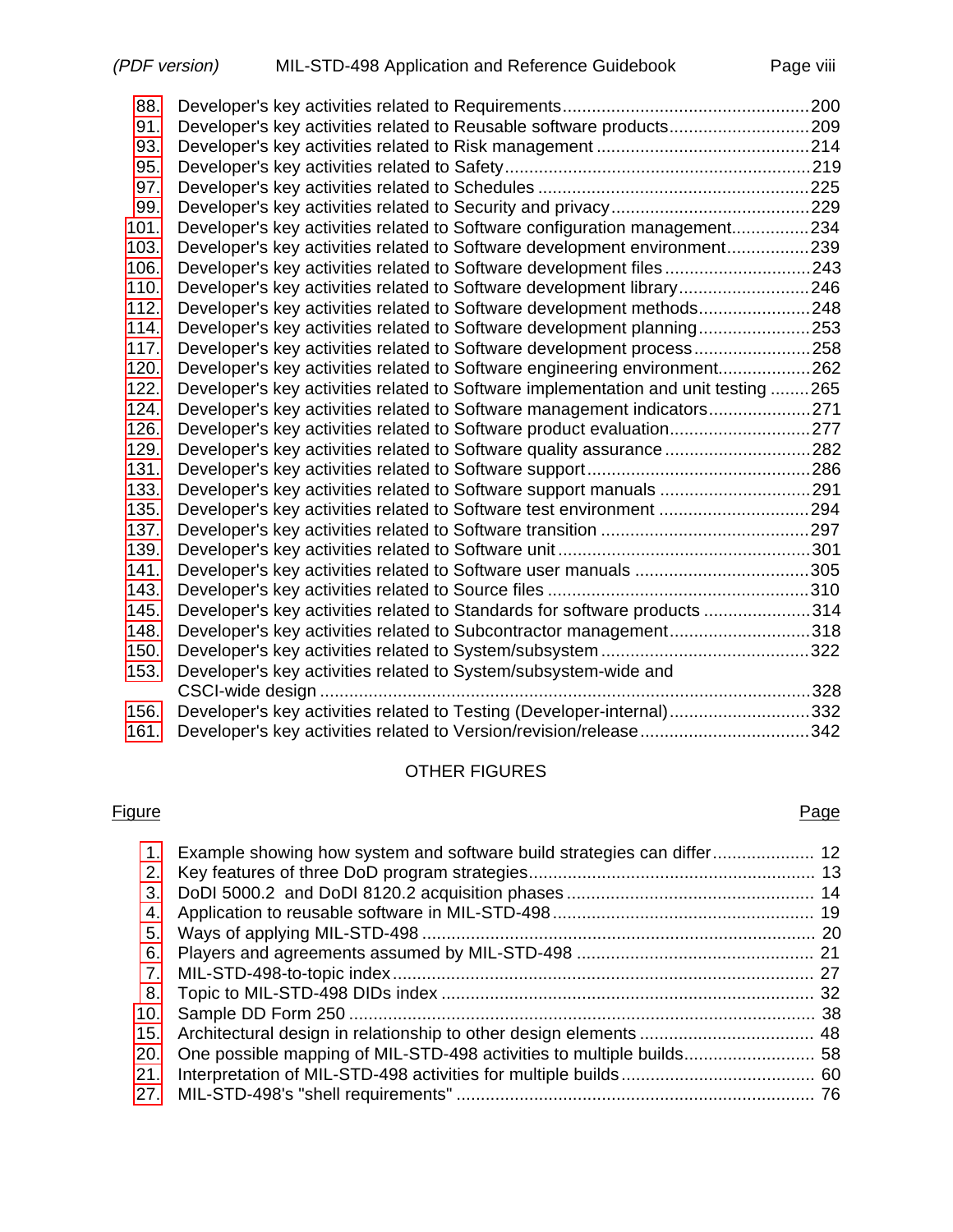| | | |
|---|---|---|
| 88. | Developer's key activities related to Requirements | 200 |
| 91. | Developer's key activities related to Reusable software products | 209 |
| 93. | Developer's key activities related to Risk management | 214 |
| 95. | Developer's key activities related to Safety | 219 |
| 97. | Developer's key activities related to Schedules | 225 |
| 99. | Developer's key activities related to Security and privacy | 229 |
| 101. | Developer's key activities related to Software configuration management | 234 |
| 103. | Developer's key activities related to Software development environment | 239 |
| 106. | Developer's key activities related to Software development files | 243 |
| 110. | Developer's key activities related to Software development library | 246 |
| 112. | Developer's key activities related to Software development methods | 248 |
| 114. | Developer's key activities related to Software development planning | 253 |
| 117. | Developer's key activities related to Software development process | 258 |
| 120. | Developer's key activities related to Software engineering environment | 262 |
| 122. | Developer's key activities related to Software implementation and unit testing | 265 |
| 124. | Developer's key activities related to Software management indicators | 271 |
| 126. | Developer's key activities related to Software product evaluation | 277 |
| 129. | Developer's key activities related to Software quality assurance | 282 |
| 131. | Developer's key activities related to Software support | 286 |
| 133. | Developer's key activities related to Software support manuals | 291 |
| 135. | Developer's key activities related to Software test environment | 294 |
| 137. | Developer's key activities related to Software transition | 297 |
| 139. | Developer's key activities related to Software unit | 301 |
| 141. | Developer's key activities related to Software user manuals | 305 |
| 143. | Developer's key activities related to Source files | 310 |
| 145. | Developer's key activities related to Standards for software products | 314 |
| 148. | Developer's key activities related to Subcontractor management | 318 |
| 150. | Developer's key activities related to System/subsystem | 322 |
| 153. | Developer's key activities related to System/subsystem-wide and CSCI-wide design | 328 |
| 156. | Developer's key activities related to Testing (Developer-internal) | 332 |
| 161. | Developer's key activities related to Version/revision/release | 342 |

## OTHER FIGURES

| Figure | | Page |
|---|---|---|
| 1. | Example showing how system and software build strategies can differ | 12 |
| 2. | Key features of three DoD program strategies | 13 |
| 3. | DoDI 5000.2 and DoDI 8120.2 acquisition phases | 14 |
| 4. | Application to reusable software in MIL-STD-498 | 19 |
| 5. | Ways of applying MIL-STD-498 | 20 |
| 6. | Players and agreements assumed by MIL-STD-498 | 21 |
| 7. | MIL-STD-498-to-topic index | 27 |
| 8. | Topic to MIL-STD-498 DIDs index | 32 |
| 10. | Sample DD Form 250 | 38 |
| 15. | Architectural design in relationship to other design elements | 48 |
| 20. | One possible mapping of MIL-STD-498 activities to multiple builds | 58 |
| 21. | Interpretation of MIL-STD-498 activities for multiple builds | 60 |
| 27. | MIL-STD-498's "shell requirements" | 76 |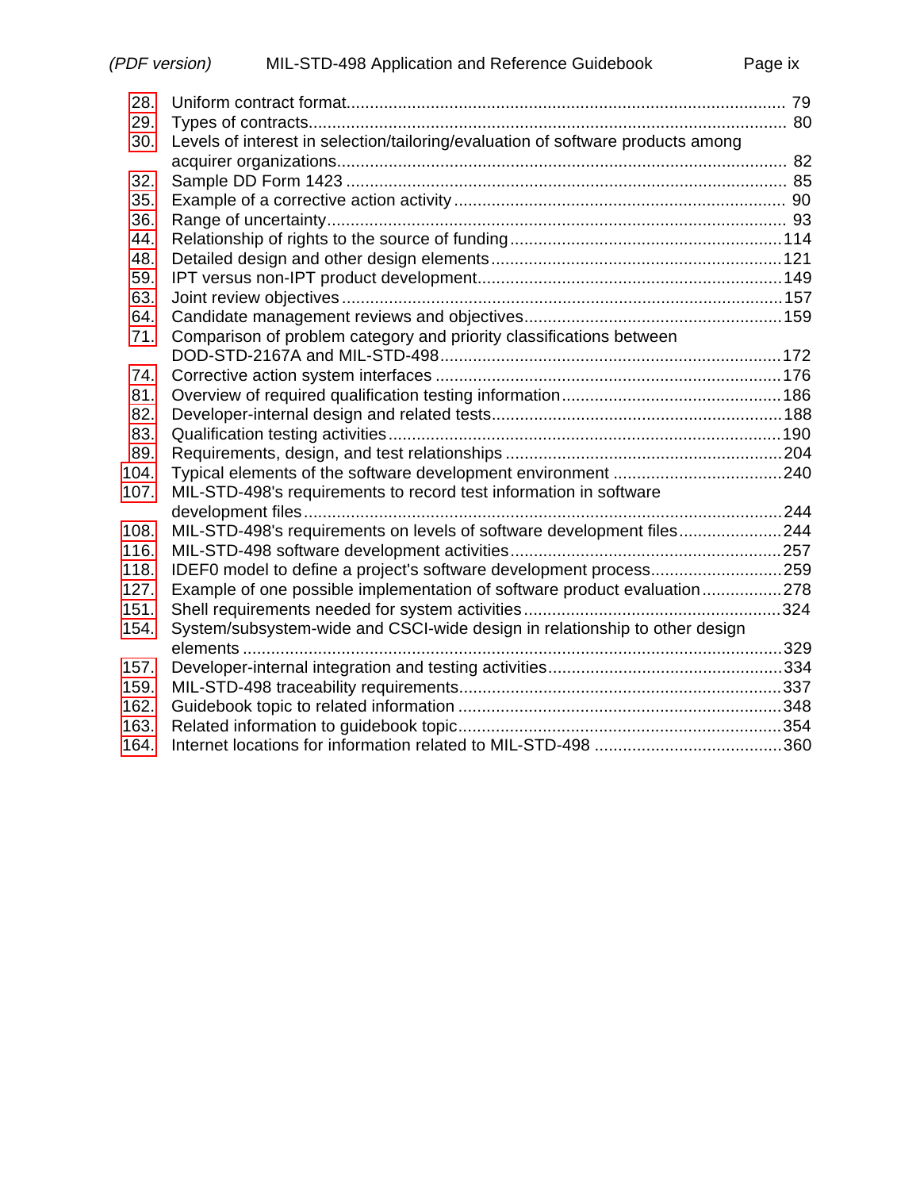28. Uniform contract format.......................................................................................... 79
29. Types of contracts..................................................................................................... 80
30. Levels of interest in selection/tailoring/evaluation of software products among acquirer organizations............................................................................................... 82
32. Sample DD Form 1423 ............................................................................................. 85
35. Example of a corrective action activity ...................................................................... 90
36. Range of uncertainty.................................................................................................. 93
44. Relationship of rights to the source of funding ..........................................................114
48. Detailed design and other design elements ..............................................................121
59. IPT versus non-IPT product development.................................................................149
63. Joint review objectives ..............................................................................................157
64. Candidate management reviews and objectives........................................................159
71. Comparison of problem category and priority classifications between DOD-STD-2167A and MIL-STD-498.........................................................................172
74. Corrective action system interfaces ..........................................................................176
81. Overview of required qualification testing information...............................................186
82. Developer-internal design and related tests..............................................................188
83. Qualification testing activities ...................................................................................190
89. Requirements, design, and test relationships ...........................................................204
104. Typical elements of the software development environment ....................................240
107. MIL-STD-498's requirements to record test information in software development files......................................................................................................244
108. MIL-STD-498's requirements on levels of software development files......................244
116. MIL-STD-498 software development activities..........................................................257
118. IDEF0 model to define a project's software development process............................259
127. Example of one possible implementation of software product evaluation.................278
151. Shell requirements needed for system activities.......................................................324
154. System/subsystem-wide and CSCI-wide design in relationship to other design elements ...................................................................................................................329
157. Developer-internal integration and testing activities..................................................334
159. MIL-STD-498 traceability requirements.....................................................................337
162. Guidebook topic to related information .....................................................................348
163. Related information to guidebook topic.....................................................................354
164. Internet locations for information related to MIL-STD-498 ........................................360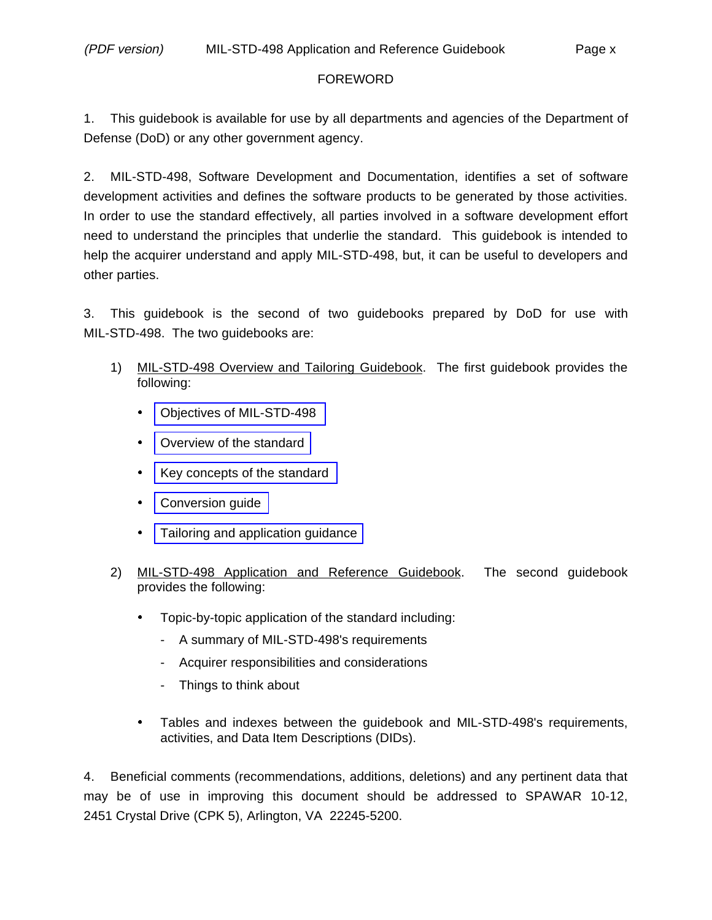# FOREWORD

1. This guidebook is available for use by all departments and agencies of the Department of Defense (DoD) or any other government agency.

2. MIL-STD-498, Software Development and Documentation, identifies a set of software development activities and defines the software products to be generated by those activities. In order to use the standard effectively, all parties involved in a software development effort need to understand the principles that underlie the standard. This guidebook is intended to help the acquirer understand and apply MIL-STD-498, but, it can be useful to developers and other parties.

3. This guidebook is the second of two guidebooks prepared by DoD for use with MIL-STD-498. The two guidebooks are:

1) MIL-STD-498 Overview and Tailoring Guidebook. The first guidebook provides the following:

   - Objectives of MIL-STD-498
   - Overview of the standard
   - Key concepts of the standard
   - Conversion guide
   - Tailoring and application guidance

2) MIL-STD-498 Application and Reference Guidebook. The second guidebook provides the following:

   - Topic-by-topic application of the standard including:
     - A summary of MIL-STD-498's requirements
     - Acquirer responsibilities and considerations
     - Things to think about
   - Tables and indexes between the guidebook and MIL-STD-498's requirements, activities, and Data Item Descriptions (DIDs).

4. Beneficial comments (recommendations, additions, deletions) and any pertinent data that may be of use in improving this document should be addressed to SPAWAR 10-12, 2451 Crystal Drive (CPK 5), Arlington, VA 22245-5200.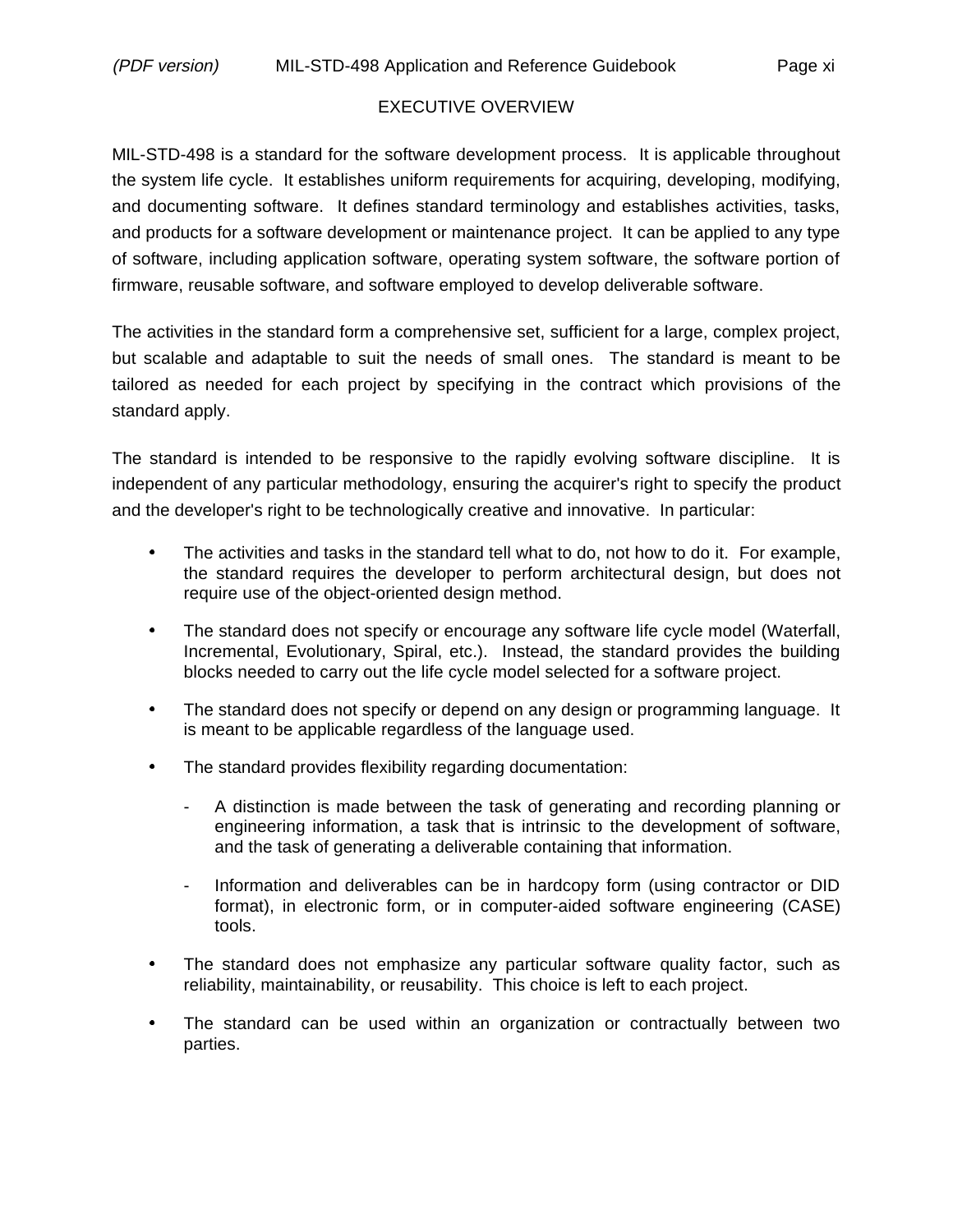# EXECUTIVE OVERVIEW

MIL-STD-498 is a standard for the software development process. It is applicable throughout the system life cycle. It establishes uniform requirements for acquiring, developing, modifying, and documenting software. It defines standard terminology and establishes activities, tasks, and products for a software development or maintenance project. It can be applied to any type of software, including application software, operating system software, the software portion of firmware, reusable software, and software employed to develop deliverable software.

The activities in the standard form a comprehensive set, sufficient for a large, complex project, but scalable and adaptable to suit the needs of small ones. The standard is meant to be tailored as needed for each project by specifying in the contract which provisions of the standard apply.

The standard is intended to be responsive to the rapidly evolving software discipline. It is independent of any particular methodology, ensuring the acquirer's right to specify the product and the developer's right to be technologically creative and innovative. In particular:

- The activities and tasks in the standard tell what to do, not how to do it. For example, the standard requires the developer to perform architectural design, but does not require use of the object-oriented design method.

- The standard does not specify or encourage any software life cycle model (Waterfall, Incremental, Evolutionary, Spiral, etc.). Instead, the standard provides the building blocks needed to carry out the life cycle model selected for a software project.

- The standard does not specify or depend on any design or programming language. It is meant to be applicable regardless of the language used.

- The standard provides flexibility regarding documentation:

  - A distinction is made between the task of generating and recording planning or engineering information, a task that is intrinsic to the development of software, and the task of generating a deliverable containing that information.

  - Information and deliverables can be in hardcopy form (using contractor or DID format), in electronic form, or in computer-aided software engineering (CASE) tools.

- The standard does not emphasize any particular software quality factor, such as reliability, maintainability, or reusability. This choice is left to each project.

- The standard can be used within an organization or contractually between two parties.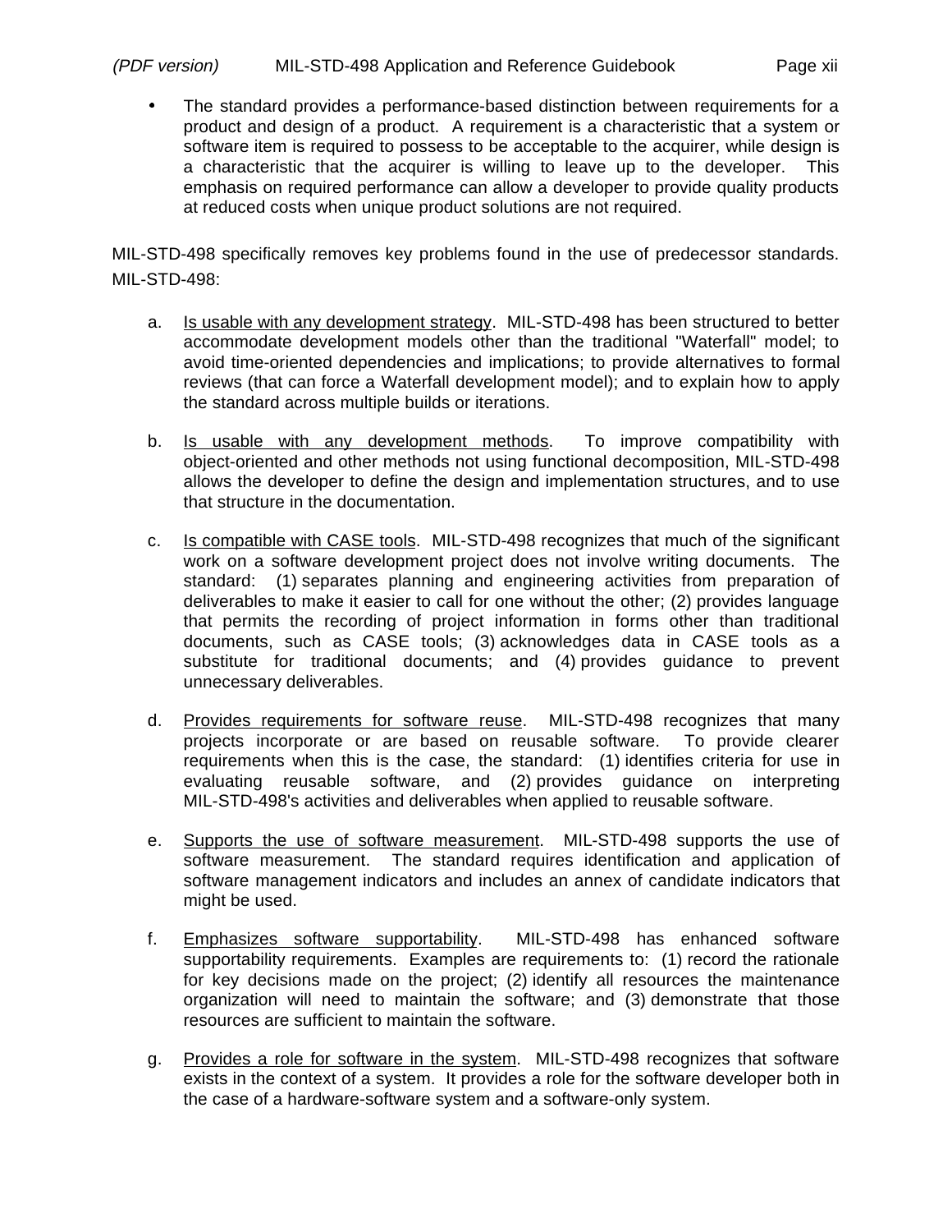- The standard provides a performance-based distinction between requirements for a product and design of a product. A requirement is a characteristic that a system or software item is required to possess to be acceptable to the acquirer, while design is a characteristic that the acquirer is willing to leave up to the developer. This emphasis on required performance can allow a developer to provide quality products at reduced costs when unique product solutions are not required.

MIL-STD-498 specifically removes key problems found in the use of predecessor standards. MIL-STD-498:

a. Is usable with any development strategy. MIL-STD-498 has been structured to better accommodate development models other than the traditional "Waterfall" model; to avoid time-oriented dependencies and implications; to provide alternatives to formal reviews (that can force a Waterfall development model); and to explain how to apply the standard across multiple builds or iterations.

b. Is usable with any development methods. To improve compatibility with object-oriented and other methods not using functional decomposition, MIL-STD-498 allows the developer to define the design and implementation structures, and to use that structure in the documentation.

c. Is compatible with CASE tools. MIL-STD-498 recognizes that much of the significant work on a software development project does not involve writing documents. The standard: (1) separates planning and engineering activities from preparation of deliverables to make it easier to call for one without the other; (2) provides language that permits the recording of project information in forms other than traditional documents, such as CASE tools; (3) acknowledges data in CASE tools as a substitute for traditional documents; and (4) provides guidance to prevent unnecessary deliverables.

d. Provides requirements for software reuse. MIL-STD-498 recognizes that many projects incorporate or are based on reusable software. To provide clearer requirements when this is the case, the standard: (1) identifies criteria for use in evaluating reusable software, and (2) provides guidance on interpreting MIL-STD-498's activities and deliverables when applied to reusable software.

e. Supports the use of software measurement. MIL-STD-498 supports the use of software measurement. The standard requires identification and application of software management indicators and includes an annex of candidate indicators that might be used.

f. Emphasizes software supportability. MIL-STD-498 has enhanced software supportability requirements. Examples are requirements to: (1) record the rationale for key decisions made on the project; (2) identify all resources the maintenance organization will need to maintain the software; and (3) demonstrate that those resources are sufficient to maintain the software.

g. Provides a role for software in the system. MIL-STD-498 recognizes that software exists in the context of a system. It provides a role for the software developer both in the case of a hardware-software system and a software-only system.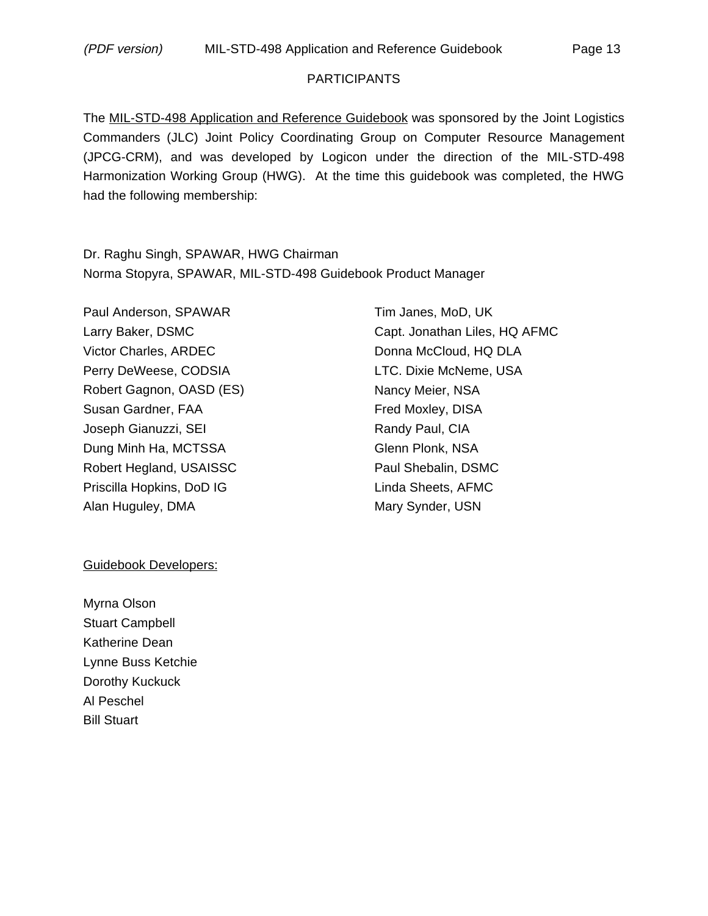# PARTICIPANTS

The <u>MIL-STD-498 Application and Reference Guidebook</u> was sponsored by the Joint Logistics Commanders (JLC) Joint Policy Coordinating Group on Computer Resource Management (JPCG-CRM), and was developed by Logicon under the direction of the MIL-STD-498 Harmonization Working Group (HWG). At the time this guidebook was completed, the HWG had the following membership:

Dr. Raghu Singh, SPAWAR, HWG Chairman
Norma Stopyra, SPAWAR, MIL-STD-498 Guidebook Product Manager

Paul Anderson, SPAWAR
Larry Baker, DSMC
Victor Charles, ARDEC
Perry DeWeese, CODSIA
Robert Gagnon, OASD (ES)
Susan Gardner, FAA
Joseph Gianuzzi, SEI
Dung Minh Ha, MCTSSA
Robert Hegland, USAISSC
Priscilla Hopkins, DoD IG
Alan Huguley, DMA
Tim Janes, MoD, UK
Capt. Jonathan Liles, HQ AFMC
Donna McCloud, HQ DLA
LTC. Dixie McNeme, USA
Nancy Meier, NSA
Fred Moxley, DISA
Randy Paul, CIA
Glenn Plonk, NSA
Paul Shebalin, DSMC
Linda Sheets, AFMC
Mary Synder, USN

<u>Guidebook Developers:</u>

Myrna Olson
Stuart Campbell
Katherine Dean
Lynne Buss Ketchie
Dorothy Kuckuck
Al Peschel
Bill Stuart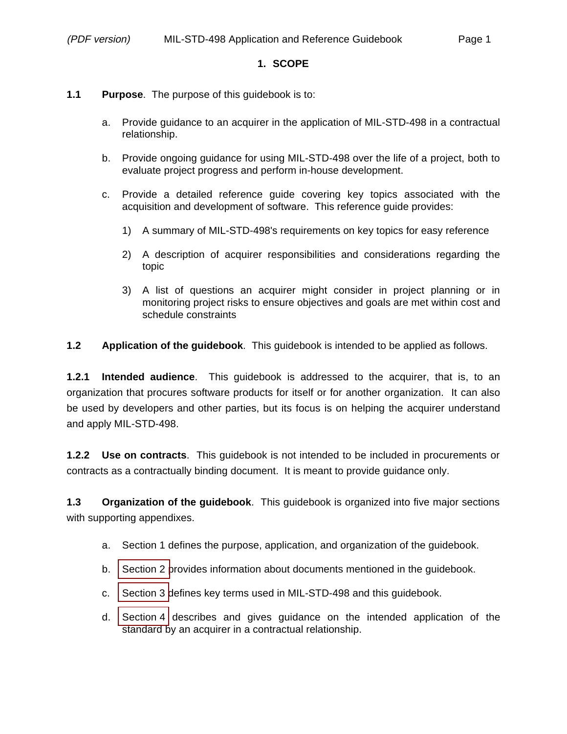# 1. SCOPE

**1.1 Purpose**. The purpose of this guidebook is to:

a. Provide guidance to an acquirer in the application of MIL-STD-498 in a contractual relationship.

b. Provide ongoing guidance for using MIL-STD-498 over the life of a project, both to evaluate project progress and perform in-house development.

c. Provide a detailed reference guide covering key topics associated with the acquisition and development of software. This reference guide provides:

1) A summary of MIL-STD-498's requirements on key topics for easy reference

2) A description of acquirer responsibilities and considerations regarding the topic

3) A list of questions an acquirer might consider in project planning or in monitoring project risks to ensure objectives and goals are met within cost and schedule constraints

**1.2 Application of the guidebook**. This guidebook is intended to be applied as follows.

**1.2.1 Intended audience**. This guidebook is addressed to the acquirer, that is, to an organization that procures software products for itself or for another organization. It can also be used by developers and other parties, but its focus is on helping the acquirer understand and apply MIL-STD-498.

**1.2.2 Use on contracts**. This guidebook is not intended to be included in procurements or contracts as a contractually binding document. It is meant to provide guidance only.

**1.3 Organization of the guidebook**. This guidebook is organized into five major sections with supporting appendixes.

a. Section 1 defines the purpose, application, and organization of the guidebook.

b. Section 2 provides information about documents mentioned in the guidebook.

c. Section 3 defines key terms used in MIL-STD-498 and this guidebook.

d. Section 4 describes and gives guidance on the intended application of the standard by an acquirer in a contractual relationship.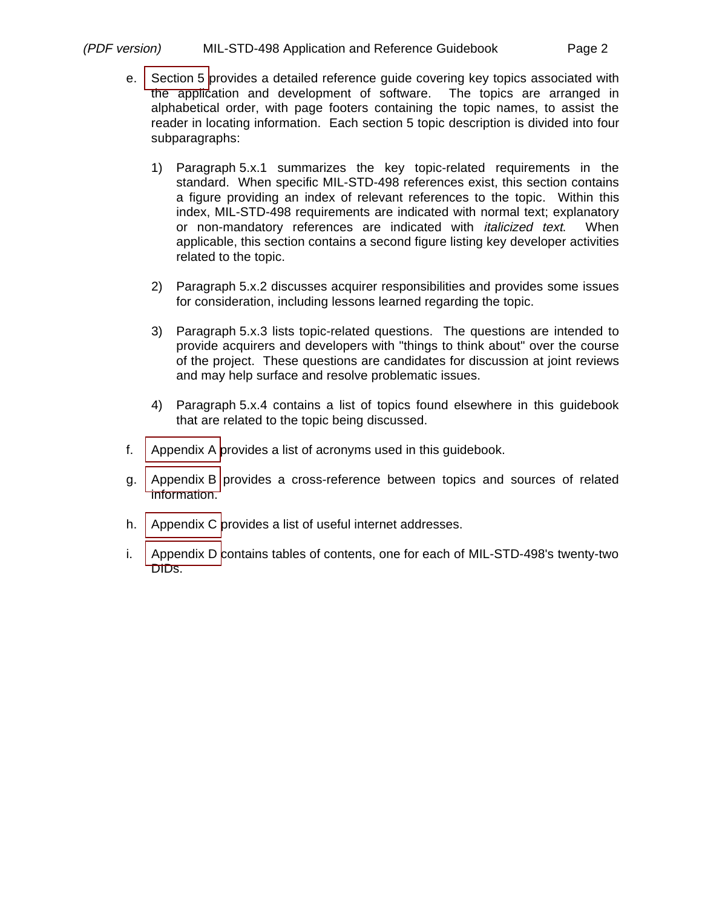e. Section 5 provides a detailed reference guide covering key topics associated with the application and development of software. The topics are arranged in alphabetical order, with page footers containing the topic names, to assist the reader in locating information. Each section 5 topic description is divided into four subparagraphs:

   1) Paragraph 5.x.1 summarizes the key topic-related requirements in the standard. When specific MIL-STD-498 references exist, this section contains a figure providing an index of relevant references to the topic. Within this index, MIL-STD-498 requirements are indicated with normal text; explanatory or non-mandatory references are indicated with *italicized text*. When applicable, this section contains a second figure listing key developer activities related to the topic.

   2) Paragraph 5.x.2 discusses acquirer responsibilities and provides some issues for consideration, including lessons learned regarding the topic.

   3) Paragraph 5.x.3 lists topic-related questions. The questions are intended to provide acquirers and developers with "things to think about" over the course of the project. These questions are candidates for discussion at joint reviews and may help surface and resolve problematic issues.

   4) Paragraph 5.x.4 contains a list of topics found elsewhere in this guidebook that are related to the topic being discussed.

f. Appendix A provides a list of acronyms used in this guidebook.

g. Appendix B provides a cross-reference between topics and sources of related information.

h. Appendix C provides a list of useful internet addresses.

i. Appendix D contains tables of contents, one for each of MIL-STD-498's twenty-two DIDs.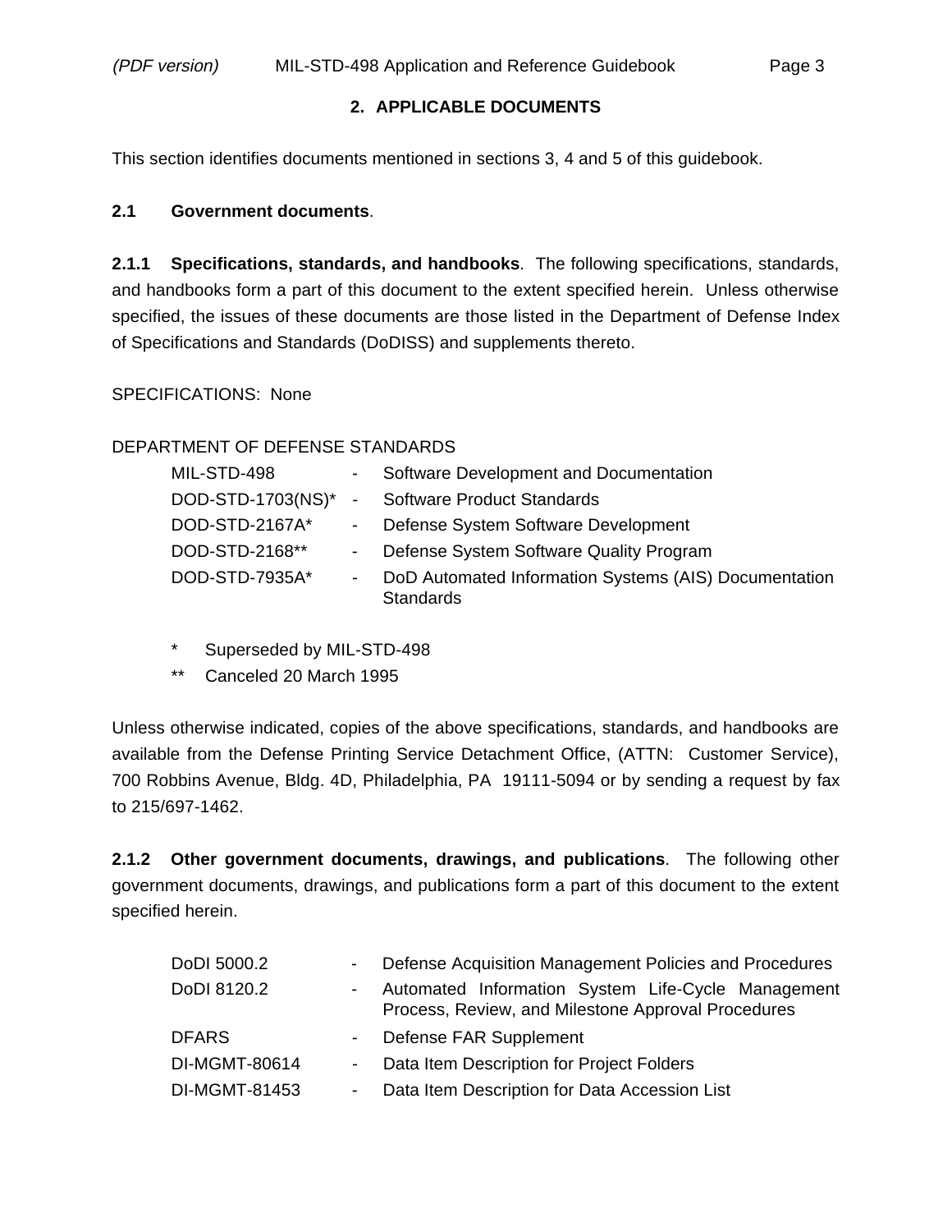## 2. APPLICABLE DOCUMENTS

This section identifies documents mentioned in sections 3, 4 and 5 of this guidebook.

### 2.1 Government documents.

**2.1.1 Specifications, standards, and handbooks**. The following specifications, standards, and handbooks form a part of this document to the extent specified herein. Unless otherwise specified, the issues of these documents are those listed in the Department of Defense Index of Specifications and Standards (DoDISS) and supplements thereto.

SPECIFICATIONS: None

DEPARTMENT OF DEFENSE STANDARDS

| | | |
|---|---|---|
| MIL-STD-498 | - | Software Development and Documentation |
| DOD-STD-1703(NS)* | - | Software Product Standards |
| DOD-STD-2167A* | - | Defense System Software Development |
| DOD-STD-2168** | - | Defense System Software Quality Program |
| DOD-STD-7935A* | - | DoD Automated Information Systems (AIS) Documentation Standards |

\* Superseded by MIL-STD-498

\** Canceled 20 March 1995

Unless otherwise indicated, copies of the above specifications, standards, and handbooks are available from the Defense Printing Service Detachment Office, (ATTN: Customer Service), 700 Robbins Avenue, Bldg. 4D, Philadelphia, PA 19111-5094 or by sending a request by fax to 215/697-1462.

**2.1.2 Other government documents, drawings, and publications**. The following other government documents, drawings, and publications form a part of this document to the extent specified herein.

| | | |
|---|---|---|
| DoDI 5000.2 | - | Defense Acquisition Management Policies and Procedures |
| DoDI 8120.2 | - | Automated Information System Life-Cycle Management Process, Review, and Milestone Approval Procedures |
| DFARS | - | Defense FAR Supplement |
| DI-MGMT-80614 | - | Data Item Description for Project Folders |
| DI-MGMT-81453 | - | Data Item Description for Data Accession List |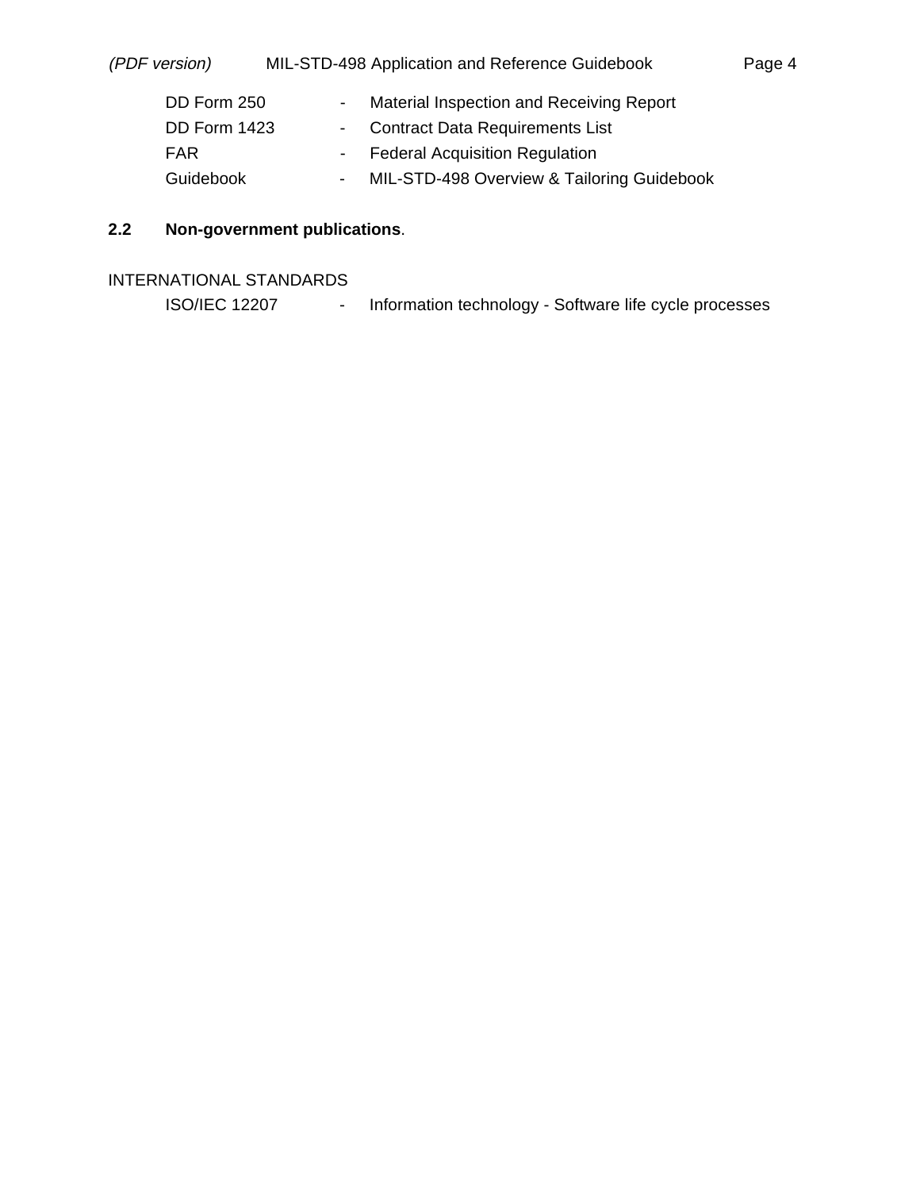DD Form 250 - Material Inspection and Receiving Report
DD Form 1423 - Contract Data Requirements List
FAR - Federal Acquisition Regulation
Guidebook - MIL-STD-498 Overview & Tailoring Guidebook

**2.2 Non-government publications**.

INTERNATIONAL STANDARDS

ISO/IEC 12207 - Information technology - Software life cycle processes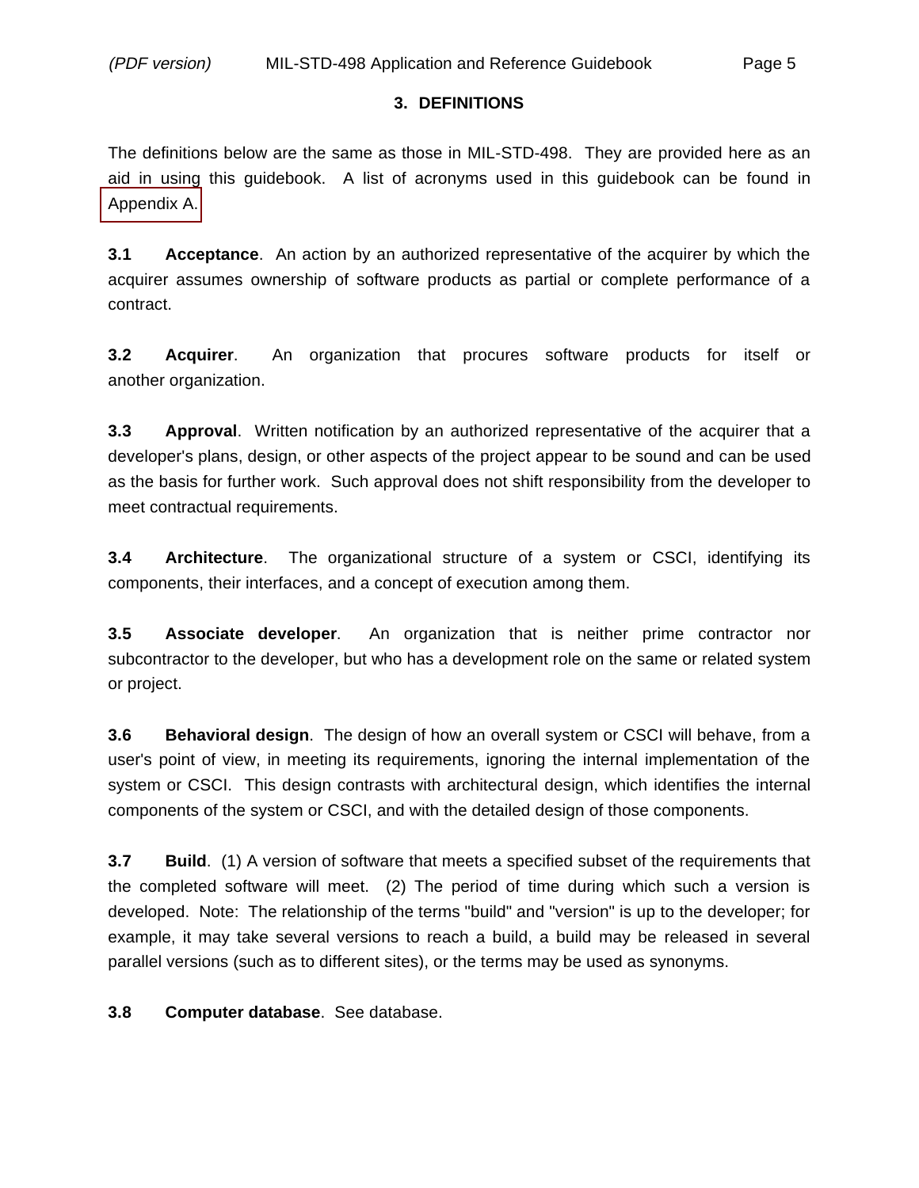# 3. DEFINITIONS

The definitions below are the same as those in MIL-STD-498. They are provided here as an aid in using this guidebook. A list of acronyms used in this guidebook can be found in Appendix A.

**3.1 Acceptance**. An action by an authorized representative of the acquirer by which the acquirer assumes ownership of software products as partial or complete performance of a contract.

**3.2 Acquirer**. An organization that procures software products for itself or another organization.

**3.3 Approval**. Written notification by an authorized representative of the acquirer that a developer's plans, design, or other aspects of the project appear to be sound and can be used as the basis for further work. Such approval does not shift responsibility from the developer to meet contractual requirements.

**3.4 Architecture**. The organizational structure of a system or CSCI, identifying its components, their interfaces, and a concept of execution among them.

**3.5 Associate developer**. An organization that is neither prime contractor nor subcontractor to the developer, but who has a development role on the same or related system or project.

**3.6 Behavioral design**. The design of how an overall system or CSCI will behave, from a user's point of view, in meeting its requirements, ignoring the internal implementation of the system or CSCI. This design contrasts with architectural design, which identifies the internal components of the system or CSCI, and with the detailed design of those components.

**3.7 Build**. (1) A version of software that meets a specified subset of the requirements that the completed software will meet. (2) The period of time during which such a version is developed. Note: The relationship of the terms "build" and "version" is up to the developer; for example, it may take several versions to reach a build, a build may be released in several parallel versions (such as to different sites), or the terms may be used as synonyms.

**3.8 Computer database**. See database.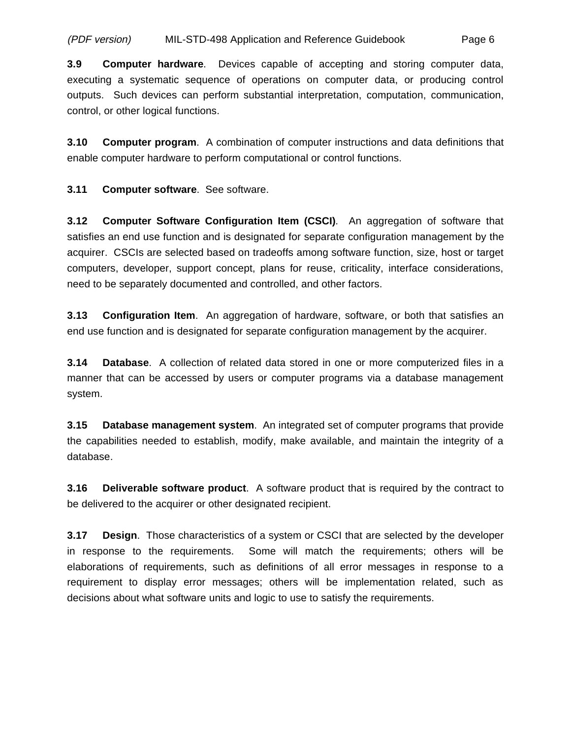**3.9 Computer hardware**. Devices capable of accepting and storing computer data, executing a systematic sequence of operations on computer data, or producing control outputs. Such devices can perform substantial interpretation, computation, communication, control, or other logical functions.

**3.10 Computer program**. A combination of computer instructions and data definitions that enable computer hardware to perform computational or control functions.

**3.11 Computer software**. See software.

**3.12 Computer Software Configuration Item (CSCI)**. An aggregation of software that satisfies an end use function and is designated for separate configuration management by the acquirer. CSCIs are selected based on tradeoffs among software function, size, host or target computers, developer, support concept, plans for reuse, criticality, interface considerations, need to be separately documented and controlled, and other factors.

**3.13 Configuration Item**. An aggregation of hardware, software, or both that satisfies an end use function and is designated for separate configuration management by the acquirer.

**3.14 Database**. A collection of related data stored in one or more computerized files in a manner that can be accessed by users or computer programs via a database management system.

**3.15 Database management system**. An integrated set of computer programs that provide the capabilities needed to establish, modify, make available, and maintain the integrity of a database.

**3.16 Deliverable software product**. A software product that is required by the contract to be delivered to the acquirer or other designated recipient.

**3.17 Design**. Those characteristics of a system or CSCI that are selected by the developer in response to the requirements. Some will match the requirements; others will be elaborations of requirements, such as definitions of all error messages in response to a requirement to display error messages; others will be implementation related, such as decisions about what software units and logic to use to satisfy the requirements.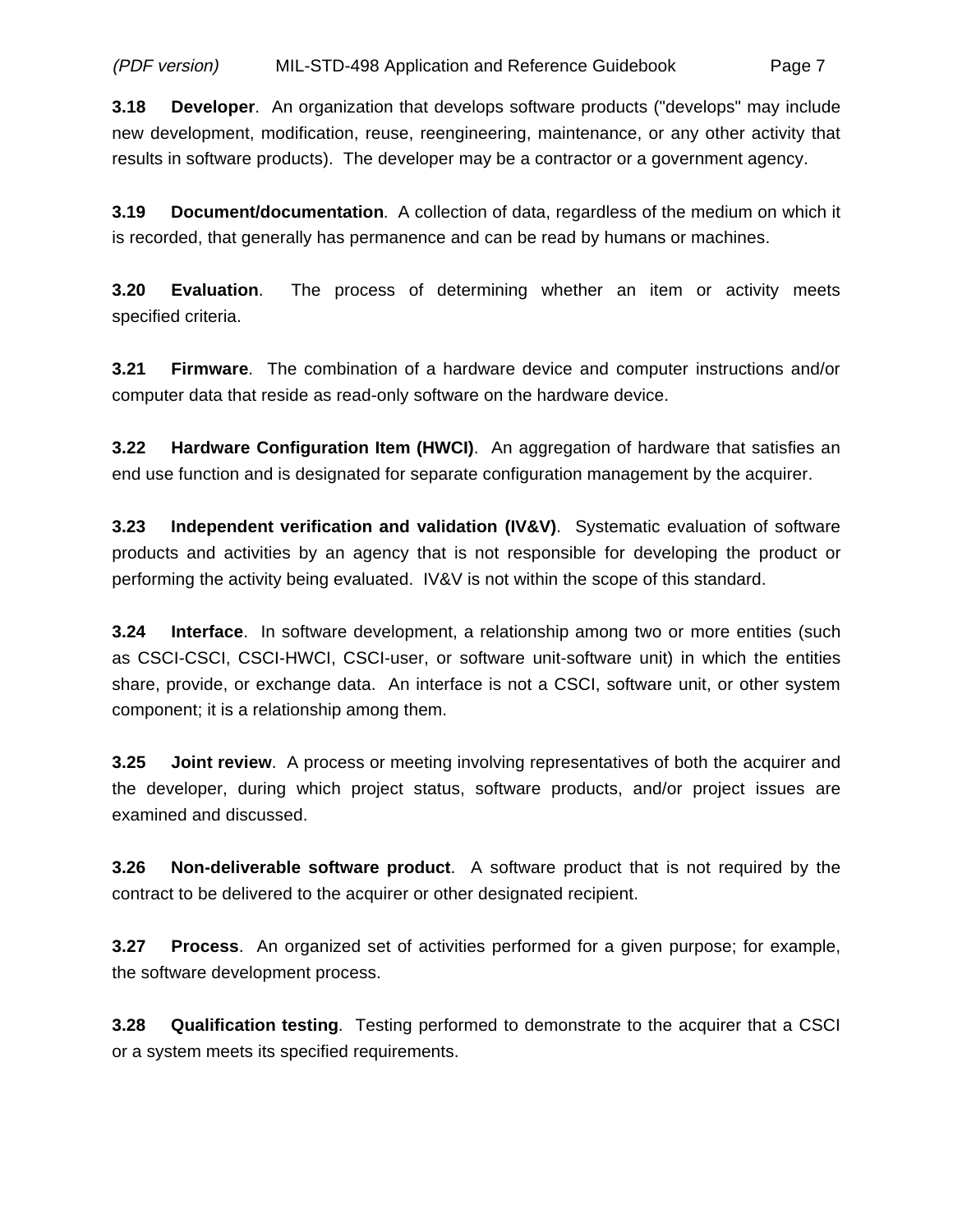**3.18 Developer**. An organization that develops software products ("develops" may include new development, modification, reuse, reengineering, maintenance, or any other activity that results in software products). The developer may be a contractor or a government agency.

**3.19 Document/documentation**. A collection of data, regardless of the medium on which it is recorded, that generally has permanence and can be read by humans or machines.

**3.20 Evaluation**. The process of determining whether an item or activity meets specified criteria.

**3.21 Firmware**. The combination of a hardware device and computer instructions and/or computer data that reside as read-only software on the hardware device.

**3.22 Hardware Configuration Item (HWCI)**. An aggregation of hardware that satisfies an end use function and is designated for separate configuration management by the acquirer.

**3.23 Independent verification and validation (IV&V)**. Systematic evaluation of software products and activities by an agency that is not responsible for developing the product or performing the activity being evaluated. IV&V is not within the scope of this standard.

**3.24 Interface**. In software development, a relationship among two or more entities (such as CSCI-CSCI, CSCI-HWCI, CSCI-user, or software unit-software unit) in which the entities share, provide, or exchange data. An interface is not a CSCI, software unit, or other system component; it is a relationship among them.

**3.25 Joint review**. A process or meeting involving representatives of both the acquirer and the developer, during which project status, software products, and/or project issues are examined and discussed.

**3.26 Non-deliverable software product**. A software product that is not required by the contract to be delivered to the acquirer or other designated recipient.

**3.27 Process**. An organized set of activities performed for a given purpose; for example, the software development process.

**3.28 Qualification testing**. Testing performed to demonstrate to the acquirer that a CSCI or a system meets its specified requirements.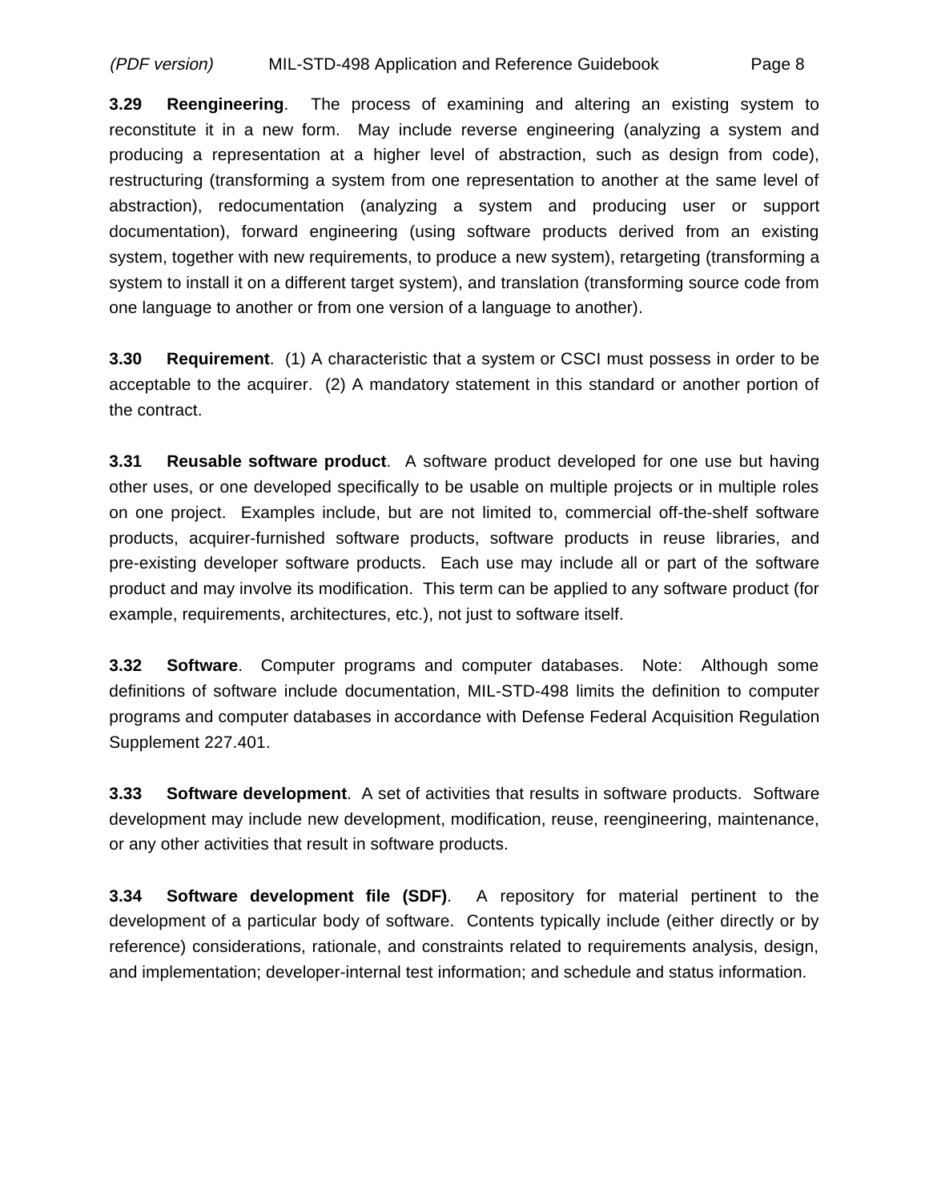**3.29 Reengineering**. The process of examining and altering an existing system to reconstitute it in a new form. May include reverse engineering (analyzing a system and producing a representation at a higher level of abstraction, such as design from code), restructuring (transforming a system from one representation to another at the same level of abstraction), redocumentation (analyzing a system and producing user or support documentation), forward engineering (using software products derived from an existing system, together with new requirements, to produce a new system), retargeting (transforming a system to install it on a different target system), and translation (transforming source code from one language to another or from one version of a language to another).

**3.30 Requirement**. (1) A characteristic that a system or CSCI must possess in order to be acceptable to the acquirer. (2) A mandatory statement in this standard or another portion of the contract.

**3.31 Reusable software product**. A software product developed for one use but having other uses, or one developed specifically to be usable on multiple projects or in multiple roles on one project. Examples include, but are not limited to, commercial off-the-shelf software products, acquirer-furnished software products, software products in reuse libraries, and pre-existing developer software products. Each use may include all or part of the software product and may involve its modification. This term can be applied to any software product (for example, requirements, architectures, etc.), not just to software itself.

**3.32 Software**. Computer programs and computer databases. Note: Although some definitions of software include documentation, MIL-STD-498 limits the definition to computer programs and computer databases in accordance with Defense Federal Acquisition Regulation Supplement 227.401.

**3.33 Software development**. A set of activities that results in software products. Software development may include new development, modification, reuse, reengineering, maintenance, or any other activities that result in software products.

**3.34 Software development file (SDF)**. A repository for material pertinent to the development of a particular body of software. Contents typically include (either directly or by reference) considerations, rationale, and constraints related to requirements analysis, design, and implementation; developer-internal test information; and schedule and status information.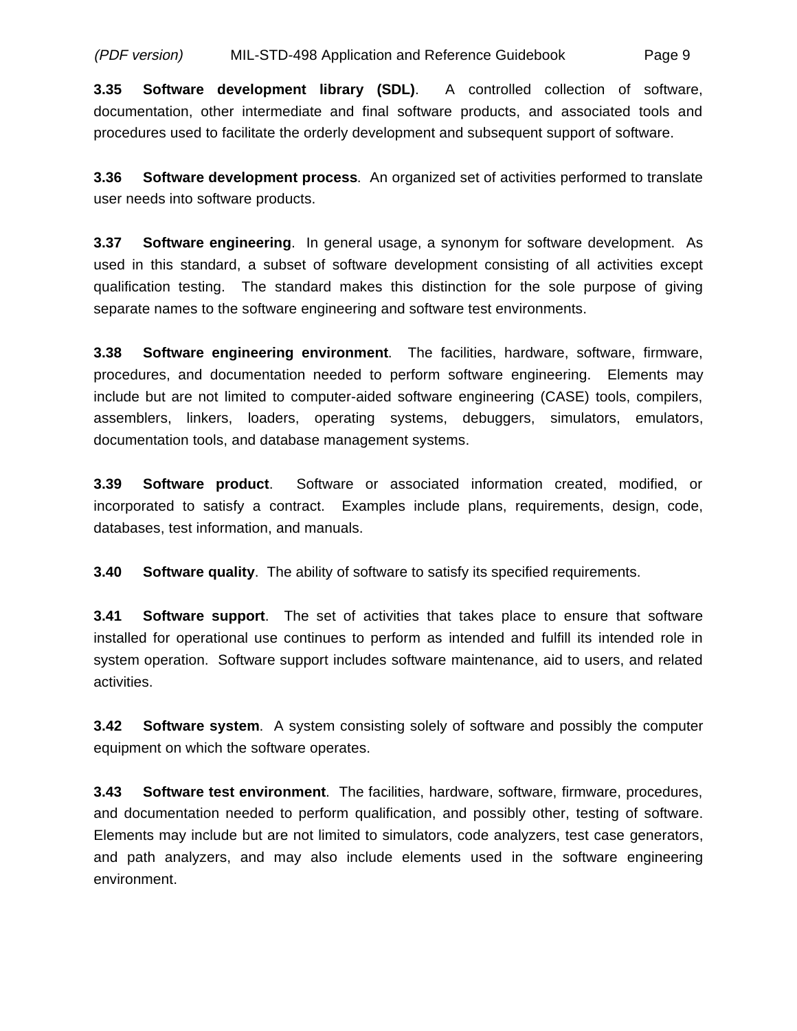**3.35 Software development library (SDL)**. A controlled collection of software, documentation, other intermediate and final software products, and associated tools and procedures used to facilitate the orderly development and subsequent support of software.

**3.36 Software development process**. An organized set of activities performed to translate user needs into software products.

**3.37 Software engineering**. In general usage, a synonym for software development. As used in this standard, a subset of software development consisting of all activities except qualification testing. The standard makes this distinction for the sole purpose of giving separate names to the software engineering and software test environments.

**3.38 Software engineering environment**. The facilities, hardware, software, firmware, procedures, and documentation needed to perform software engineering. Elements may include but are not limited to computer-aided software engineering (CASE) tools, compilers, assemblers, linkers, loaders, operating systems, debuggers, simulators, emulators, documentation tools, and database management systems.

**3.39 Software product**. Software or associated information created, modified, or incorporated to satisfy a contract. Examples include plans, requirements, design, code, databases, test information, and manuals.

**3.40 Software quality**. The ability of software to satisfy its specified requirements.

**3.41 Software support**. The set of activities that takes place to ensure that software installed for operational use continues to perform as intended and fulfill its intended role in system operation. Software support includes software maintenance, aid to users, and related activities.

**3.42 Software system**. A system consisting solely of software and possibly the computer equipment on which the software operates.

**3.43 Software test environment**. The facilities, hardware, software, firmware, procedures, and documentation needed to perform qualification, and possibly other, testing of software. Elements may include but are not limited to simulators, code analyzers, test case generators, and path analyzers, and may also include elements used in the software engineering environment.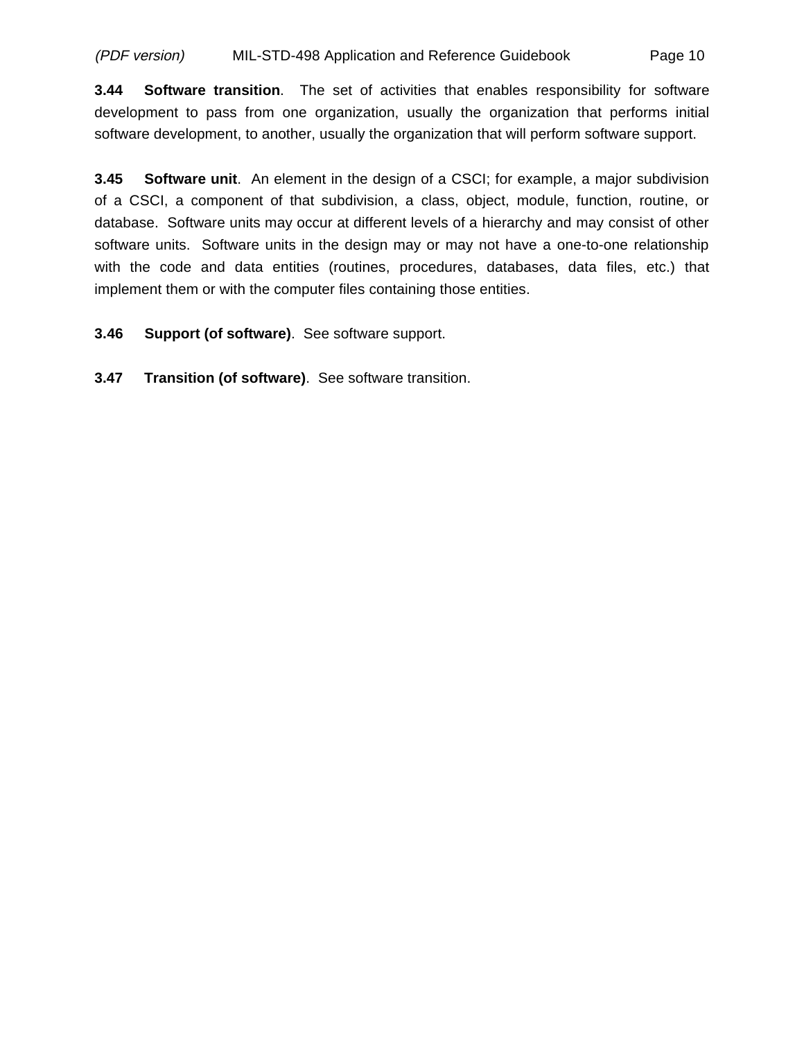**3.44 Software transition**. The set of activities that enables responsibility for software development to pass from one organization, usually the organization that performs initial software development, to another, usually the organization that will perform software support.

**3.45 Software unit**. An element in the design of a CSCI; for example, a major subdivision of a CSCI, a component of that subdivision, a class, object, module, function, routine, or database. Software units may occur at different levels of a hierarchy and may consist of other software units. Software units in the design may or may not have a one-to-one relationship with the code and data entities (routines, procedures, databases, data files, etc.) that implement them or with the computer files containing those entities.

**3.46 Support (of software)**. See software support.

**3.47 Transition (of software)**. See software transition.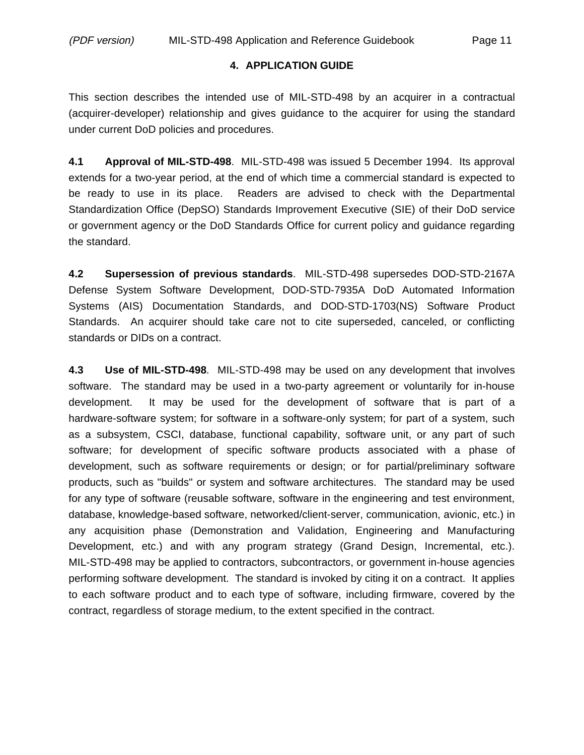## 4. APPLICATION GUIDE

This section describes the intended use of MIL-STD-498 by an acquirer in a contractual (acquirer-developer) relationship and gives guidance to the acquirer for using the standard under current DoD policies and procedures.

**4.1 Approval of MIL-STD-498**. MIL-STD-498 was issued 5 December 1994. Its approval extends for a two-year period, at the end of which time a commercial standard is expected to be ready to use in its place. Readers are advised to check with the Departmental Standardization Office (DepSO) Standards Improvement Executive (SIE) of their DoD service or government agency or the DoD Standards Office for current policy and guidance regarding the standard.

**4.2 Supersession of previous standards**. MIL-STD-498 supersedes DOD-STD-2167A Defense System Software Development, DOD-STD-7935A DoD Automated Information Systems (AIS) Documentation Standards, and DOD-STD-1703(NS) Software Product Standards. An acquirer should take care not to cite superseded, canceled, or conflicting standards or DIDs on a contract.

**4.3 Use of MIL-STD-498**. MIL-STD-498 may be used on any development that involves software. The standard may be used in a two-party agreement or voluntarily for in-house development. It may be used for the development of software that is part of a hardware-software system; for software in a software-only system; for part of a system, such as a subsystem, CSCI, database, functional capability, software unit, or any part of such software; for development of specific software products associated with a phase of development, such as software requirements or design; or for partial/preliminary software products, such as "builds" or system and software architectures. The standard may be used for any type of software (reusable software, software in the engineering and test environment, database, knowledge-based software, networked/client-server, communication, avionic, etc.) in any acquisition phase (Demonstration and Validation, Engineering and Manufacturing Development, etc.) and with any program strategy (Grand Design, Incremental, etc.). MIL-STD-498 may be applied to contractors, subcontractors, or government in-house agencies performing software development. The standard is invoked by citing it on a contract. It applies to each software product and to each type of software, including firmware, covered by the contract, regardless of storage medium, to the extent specified in the contract.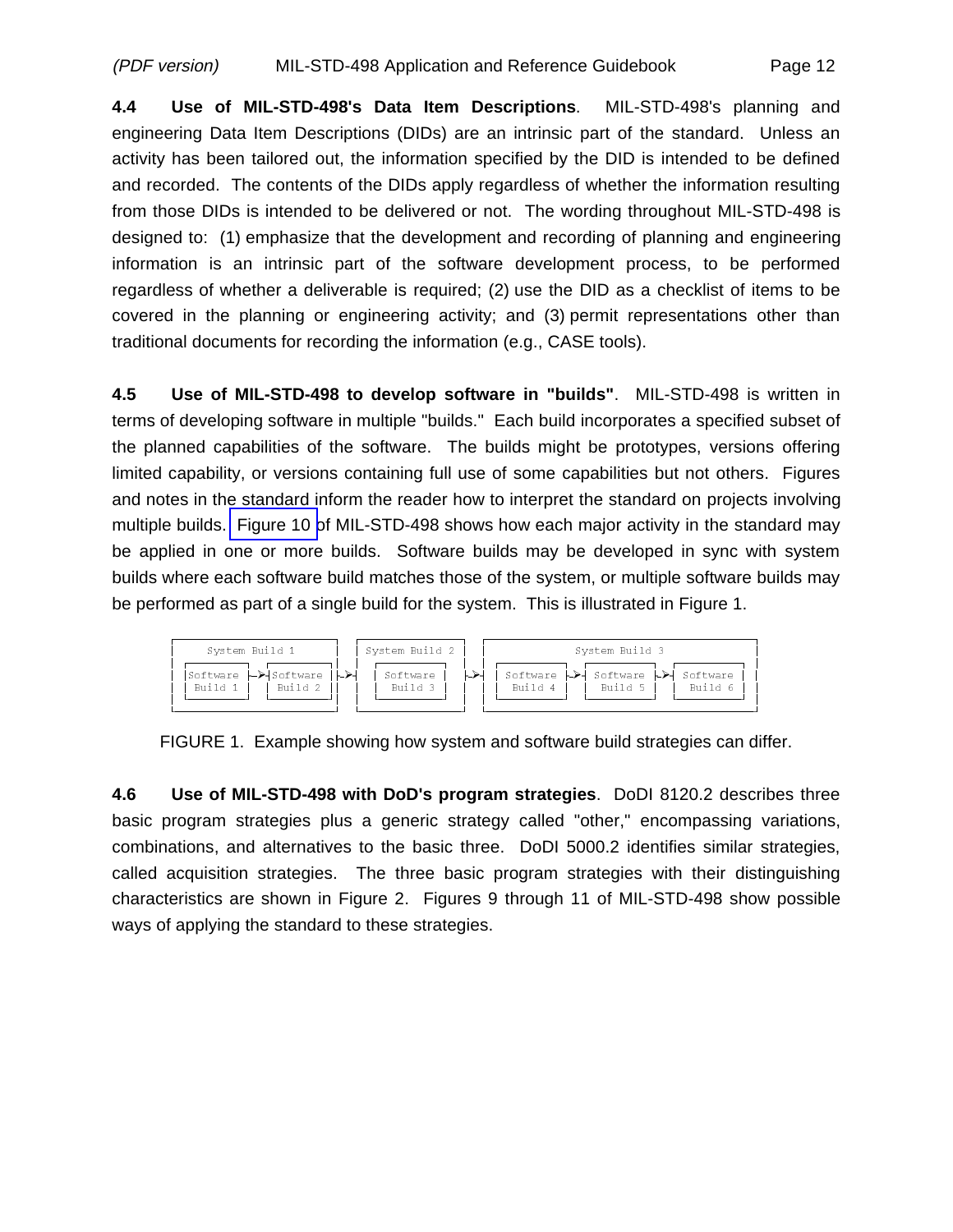**4.4 Use of MIL-STD-498's Data Item Descriptions**. MIL-STD-498's planning and engineering Data Item Descriptions (DIDs) are an intrinsic part of the standard. Unless an activity has been tailored out, the information specified by the DID is intended to be defined and recorded. The contents of the DIDs apply regardless of whether the information resulting from those DIDs is intended to be delivered or not. The wording throughout MIL-STD-498 is designed to: (1) emphasize that the development and recording of planning and engineering information is an intrinsic part of the software development process, to be performed regardless of whether a deliverable is required; (2) use the DID as a checklist of items to be covered in the planning or engineering activity; and (3) permit representations other than traditional documents for recording the information (e.g., CASE tools).

**4.5 Use of MIL-STD-498 to develop software in "builds"**. MIL-STD-498 is written in terms of developing software in multiple "builds." Each build incorporates a specified subset of the planned capabilities of the software. The builds might be prototypes, versions offering limited capability, or versions containing full use of some capabilities but not others. Figures and notes in the standard inform the reader how to interpret the standard on projects involving multiple builds. Figure 10 of MIL-STD-498 shows how each major activity in the standard may be applied in one or more builds. Software builds may be developed in sync with system builds where each software build matches those of the system, or multiple software builds may be performed as part of a single build for the system. This is illustrated in Figure 1.

```
 ___________________________   _______________    _______________________________________________
|      System Build 1       | | System Build 2|  |                System Build 3                 |
| ________     ________     | |   ________    |  |   ________       ________       ________      |
||Software|-->|Software|--> |-->|Software |  |-->|  |Software|-->  |Software|-->  |Software|     |
|| Build 1|   | Build 2|    | | | Build 3 |   |  |  | Build 4|      | Build 5|      | Build 6|     |
||________|   |________|    | | |_________|   |  |  |________|      |________|      |________|     |
|___________________________| |_______________|  |_______________________________________________|
```

FIGURE 1. Example showing how system and software build strategies can differ.

**4.6 Use of MIL-STD-498 with DoD's program strategies**. DoDI 8120.2 describes three basic program strategies plus a generic strategy called "other," encompassing variations, combinations, and alternatives to the basic three. DoDI 5000.2 identifies similar strategies, called acquisition strategies. The three basic program strategies with their distinguishing characteristics are shown in Figure 2. Figures 9 through 11 of MIL-STD-498 show possible ways of applying the standard to these strategies.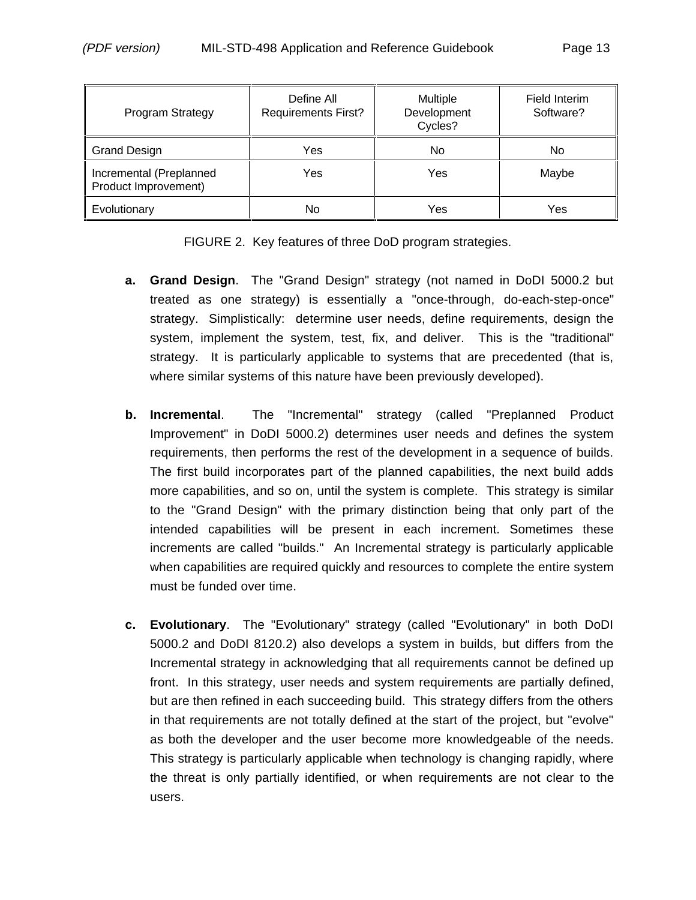| Program Strategy | Define All Requirements First? | Multiple Development Cycles? | Field Interim Software? |
| --- | --- | --- | --- |
| Grand Design | Yes | No | No |
| Incremental (Preplanned Product Improvement) | Yes | Yes | Maybe |
| Evolutionary | No | Yes | Yes |

FIGURE 2. Key features of three DoD program strategies.

a. **Grand Design**. The "Grand Design" strategy (not named in DoDI 5000.2 but treated as one strategy) is essentially a "once-through, do-each-step-once" strategy. Simplistically: determine user needs, define requirements, design the system, implement the system, test, fix, and deliver. This is the "traditional" strategy. It is particularly applicable to systems that are precedented (that is, where similar systems of this nature have been previously developed).

b. **Incremental**. The "Incremental" strategy (called "Preplanned Product Improvement" in DoDI 5000.2) determines user needs and defines the system requirements, then performs the rest of the development in a sequence of builds. The first build incorporates part of the planned capabilities, the next build adds more capabilities, and so on, until the system is complete. This strategy is similar to the "Grand Design" with the primary distinction being that only part of the intended capabilities will be present in each increment. Sometimes these increments are called "builds." An Incremental strategy is particularly applicable when capabilities are required quickly and resources to complete the entire system must be funded over time.

c. **Evolutionary**. The "Evolutionary" strategy (called "Evolutionary" in both DoDI 5000.2 and DoDI 8120.2) also develops a system in builds, but differs from the Incremental strategy in acknowledging that all requirements cannot be defined up front. In this strategy, user needs and system requirements are partially defined, but are then refined in each succeeding build. This strategy differs from the others in that requirements are not totally defined at the start of the project, but "evolve" as both the developer and the user become more knowledgeable of the needs. This strategy is particularly applicable when technology is changing rapidly, where the threat is only partially identified, or when requirements are not clear to the users.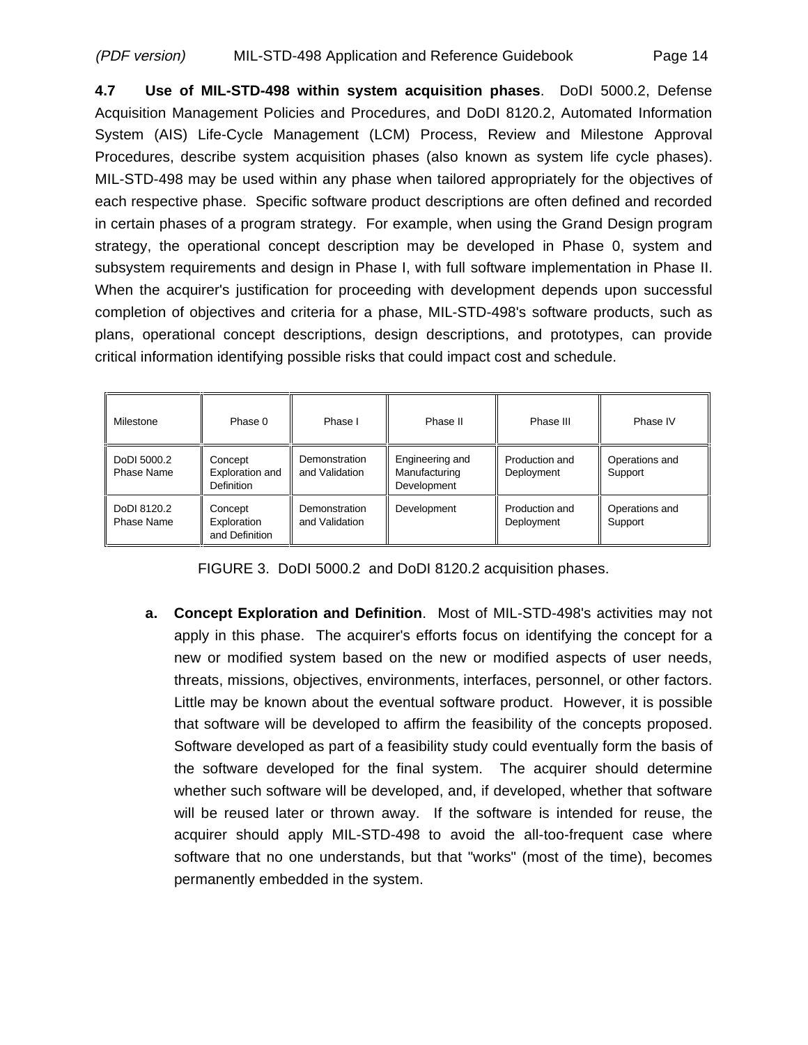**4.7 Use of MIL-STD-498 within system acquisition phases**. DoDI 5000.2, Defense Acquisition Management Policies and Procedures, and DoDI 8120.2, Automated Information System (AIS) Life-Cycle Management (LCM) Process, Review and Milestone Approval Procedures, describe system acquisition phases (also known as system life cycle phases). MIL-STD-498 may be used within any phase when tailored appropriately for the objectives of each respective phase. Specific software product descriptions are often defined and recorded in certain phases of a program strategy. For example, when using the Grand Design program strategy, the operational concept description may be developed in Phase 0, system and subsystem requirements and design in Phase I, with full software implementation in Phase II. When the acquirer's justification for proceeding with development depends upon successful completion of objectives and criteria for a phase, MIL-STD-498's software products, such as plans, operational concept descriptions, design descriptions, and prototypes, can provide critical information identifying possible risks that could impact cost and schedule.

| Milestone | Phase 0 | Phase I | Phase II | Phase III | Phase IV |
|---|---|---|---|---|---|
| DoDI 5000.2 Phase Name | Concept Exploration and Definition | Demonstration and Validation | Engineering and Manufacturing Development | Production and Deployment | Operations and Support |
| DoDI 8120.2 Phase Name | Concept Exploration and Definition | Demonstration and Validation | Development | Production and Deployment | Operations and Support |

FIGURE 3. DoDI 5000.2 and DoDI 8120.2 acquisition phases.

**a. Concept Exploration and Definition**. Most of MIL-STD-498's activities may not apply in this phase. The acquirer's efforts focus on identifying the concept for a new or modified system based on the new or modified aspects of user needs, threats, missions, objectives, environments, interfaces, personnel, or other factors. Little may be known about the eventual software product. However, it is possible that software will be developed to affirm the feasibility of the concepts proposed. Software developed as part of a feasibility study could eventually form the basis of the software developed for the final system. The acquirer should determine whether such software will be developed, and, if developed, whether that software will be reused later or thrown away. If the software is intended for reuse, the acquirer should apply MIL-STD-498 to avoid the all-too-frequent case where software that no one understands, but that "works" (most of the time), becomes permanently embedded in the system.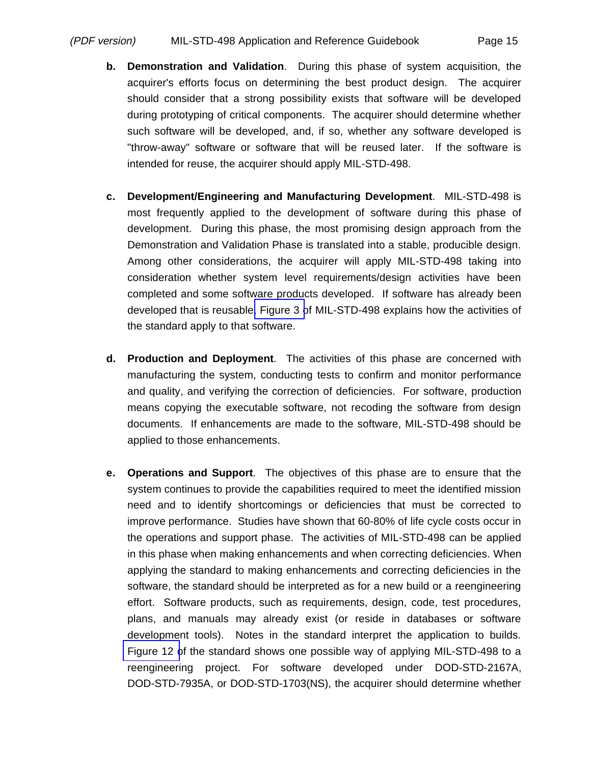**b. Demonstration and Validation**. During this phase of system acquisition, the acquirer's efforts focus on determining the best product design. The acquirer should consider that a strong possibility exists that software will be developed during prototyping of critical components. The acquirer should determine whether such software will be developed, and, if so, whether any software developed is "throw-away" software or software that will be reused later. If the software is intended for reuse, the acquirer should apply MIL-STD-498.

**c. Development/Engineering and Manufacturing Development**. MIL-STD-498 is most frequently applied to the development of software during this phase of development. During this phase, the most promising design approach from the Demonstration and Validation Phase is translated into a stable, producible design. Among other considerations, the acquirer will apply MIL-STD-498 taking into consideration whether system level requirements/design activities have been completed and some software products developed. If software has already been developed that is reusable, Figure 3 of MIL-STD-498 explains how the activities of the standard apply to that software.

**d. Production and Deployment**. The activities of this phase are concerned with manufacturing the system, conducting tests to confirm and monitor performance and quality, and verifying the correction of deficiencies. For software, production means copying the executable software, not recoding the software from design documents. If enhancements are made to the software, MIL-STD-498 should be applied to those enhancements.

**e. Operations and Support**. The objectives of this phase are to ensure that the system continues to provide the capabilities required to meet the identified mission need and to identify shortcomings or deficiencies that must be corrected to improve performance. Studies have shown that 60-80% of life cycle costs occur in the operations and support phase. The activities of MIL-STD-498 can be applied in this phase when making enhancements and when correcting deficiencies. When applying the standard to making enhancements and correcting deficiencies in the software, the standard should be interpreted as for a new build or a reengineering effort. Software products, such as requirements, design, code, test procedures, plans, and manuals may already exist (or reside in databases or software development tools). Notes in the standard interpret the application to builds. Figure 12 of the standard shows one possible way of applying MIL-STD-498 to a reengineering project. For software developed under DOD-STD-2167A, DOD-STD-7935A, or DOD-STD-1703(NS), the acquirer should determine whether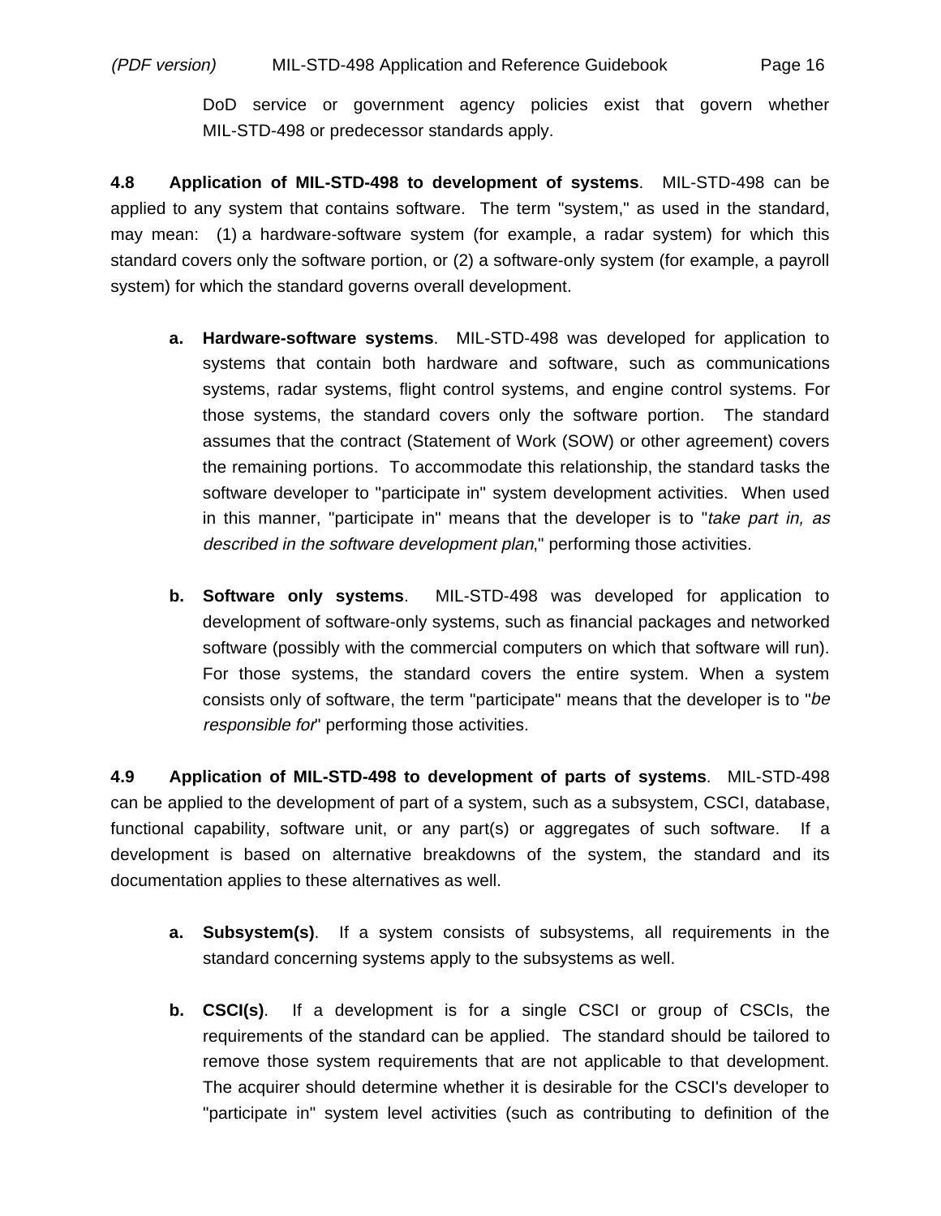DoD service or government agency policies exist that govern whether MIL-STD-498 or predecessor standards apply.

**4.8 Application of MIL-STD-498 to development of systems**. MIL-STD-498 can be applied to any system that contains software. The term "system," as used in the standard, may mean: (1) a hardware-software system (for example, a radar system) for which this standard covers only the software portion, or (2) a software-only system (for example, a payroll system) for which the standard governs overall development.

**a. Hardware-software systems**. MIL-STD-498 was developed for application to systems that contain both hardware and software, such as communications systems, radar systems, flight control systems, and engine control systems. For those systems, the standard covers only the software portion. The standard assumes that the contract (Statement of Work (SOW) or other agreement) covers the remaining portions. To accommodate this relationship, the standard tasks the software developer to "participate in" system development activities. When used in this manner, "participate in" means that the developer is to "*take part in, as described in the software development plan*," performing those activities.

**b. Software only systems**. MIL-STD-498 was developed for application to development of software-only systems, such as financial packages and networked software (possibly with the commercial computers on which that software will run). For those systems, the standard covers the entire system. When a system consists only of software, the term "participate" means that the developer is to "*be responsible for*" performing those activities.

**4.9 Application of MIL-STD-498 to development of parts of systems**. MIL-STD-498 can be applied to the development of part of a system, such as a subsystem, CSCI, database, functional capability, software unit, or any part(s) or aggregates of such software. If a development is based on alternative breakdowns of the system, the standard and its documentation applies to these alternatives as well.

**a. Subsystem(s)**. If a system consists of subsystems, all requirements in the standard concerning systems apply to the subsystems as well.

**b. CSCI(s)**. If a development is for a single CSCI or group of CSCIs, the requirements of the standard can be applied. The standard should be tailored to remove those system requirements that are not applicable to that development. The acquirer should determine whether it is desirable for the CSCI's developer to "participate in" system level activities (such as contributing to definition of the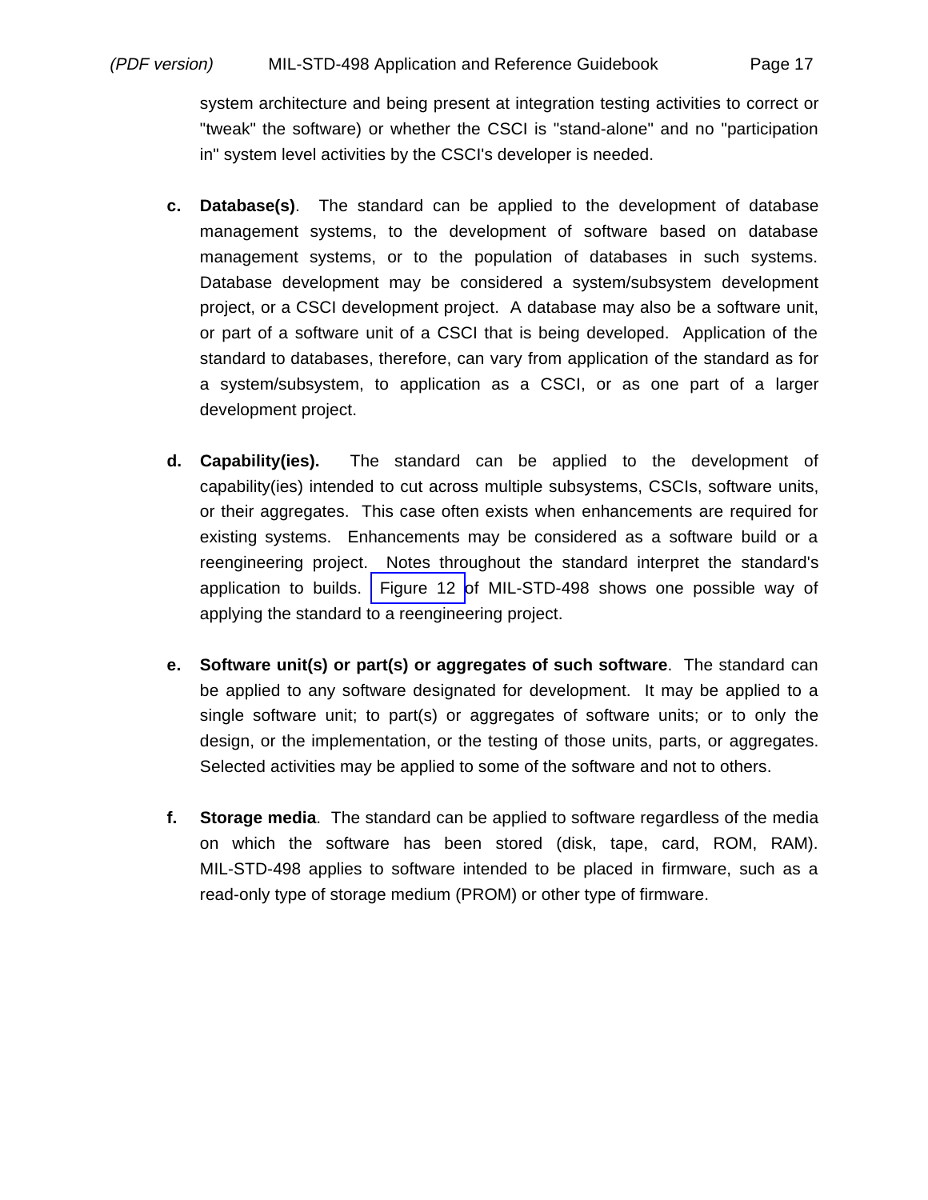system architecture and being present at integration testing activities to correct or "tweak" the software) or whether the CSCI is "stand-alone" and no "participation in" system level activities by the CSCI's developer is needed.

**c.** **Database(s)**. The standard can be applied to the development of database management systems, to the development of software based on database management systems, or to the population of databases in such systems. Database development may be considered a system/subsystem development project, or a CSCI development project. A database may also be a software unit, or part of a software unit of a CSCI that is being developed. Application of the standard to databases, therefore, can vary from application of the standard as for a system/subsystem, to application as a CSCI, or as one part of a larger development project.

**d.** **Capability(ies).** The standard can be applied to the development of capability(ies) intended to cut across multiple subsystems, CSCIs, software units, or their aggregates. This case often exists when enhancements are required for existing systems. Enhancements may be considered as a software build or a reengineering project. Notes throughout the standard interpret the standard's application to builds. Figure 12 of MIL-STD-498 shows one possible way of applying the standard to a reengineering project.

**e.** **Software unit(s) or part(s) or aggregates of such software**. The standard can be applied to any software designated for development. It may be applied to a single software unit; to part(s) or aggregates of software units; or to only the design, or the implementation, or the testing of those units, parts, or aggregates. Selected activities may be applied to some of the software and not to others.

**f.** **Storage media**. The standard can be applied to software regardless of the media on which the software has been stored (disk, tape, card, ROM, RAM). MIL-STD-498 applies to software intended to be placed in firmware, such as a read-only type of storage medium (PROM) or other type of firmware.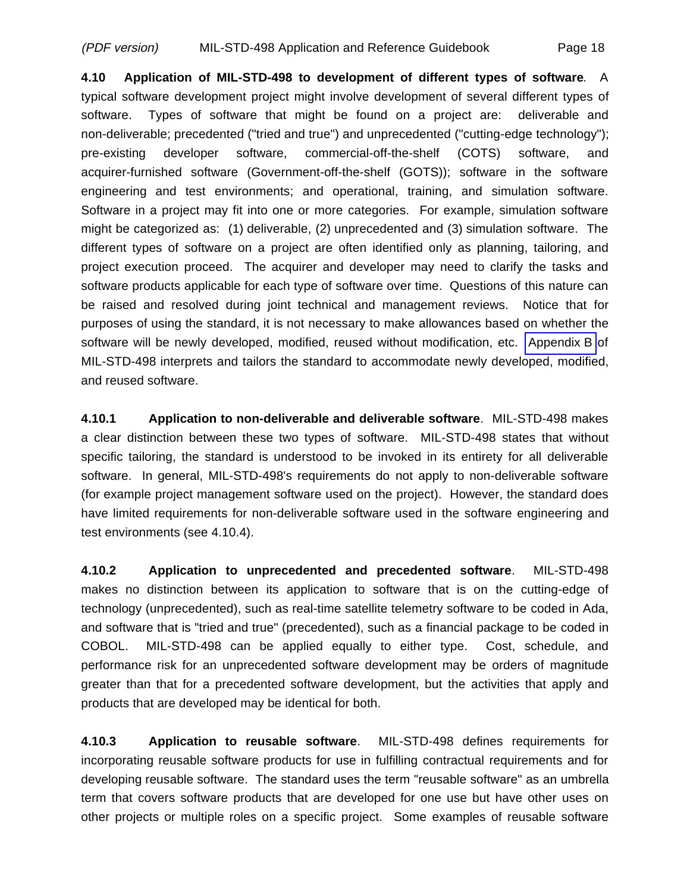**4.10 Application of MIL-STD-498 to development of different types of software**. A typical software development project might involve development of several different types of software. Types of software that might be found on a project are: deliverable and non-deliverable; precedented ("tried and true") and unprecedented ("cutting-edge technology"); pre-existing developer software, commercial-off-the-shelf (COTS) software, and acquirer-furnished software (Government-off-the-shelf (GOTS)); software in the software engineering and test environments; and operational, training, and simulation software. Software in a project may fit into one or more categories. For example, simulation software might be categorized as: (1) deliverable, (2) unprecedented and (3) simulation software. The different types of software on a project are often identified only as planning, tailoring, and project execution proceed. The acquirer and developer may need to clarify the tasks and software products applicable for each type of software over time. Questions of this nature can be raised and resolved during joint technical and management reviews. Notice that for purposes of using the standard, it is not necessary to make allowances based on whether the software will be newly developed, modified, reused without modification, etc. Appendix B of MIL-STD-498 interprets and tailors the standard to accommodate newly developed, modified, and reused software.

**4.10.1 Application to non-deliverable and deliverable software**. MIL-STD-498 makes a clear distinction between these two types of software. MIL-STD-498 states that without specific tailoring, the standard is understood to be invoked in its entirety for all deliverable software. In general, MIL-STD-498's requirements do not apply to non-deliverable software (for example project management software used on the project). However, the standard does have limited requirements for non-deliverable software used in the software engineering and test environments (see 4.10.4).

**4.10.2 Application to unprecedented and precedented software**. MIL-STD-498 makes no distinction between its application to software that is on the cutting-edge of technology (unprecedented), such as real-time satellite telemetry software to be coded in Ada, and software that is "tried and true" (precedented), such as a financial package to be coded in COBOL. MIL-STD-498 can be applied equally to either type. Cost, schedule, and performance risk for an unprecedented software development may be orders of magnitude greater than that for a precedented software development, but the activities that apply and products that are developed may be identical for both.

**4.10.3 Application to reusable software**. MIL-STD-498 defines requirements for incorporating reusable software products for use in fulfilling contractual requirements and for developing reusable software. The standard uses the term "reusable software" as an umbrella term that covers software products that are developed for one use but have other uses on other projects or multiple roles on a specific project. Some examples of reusable software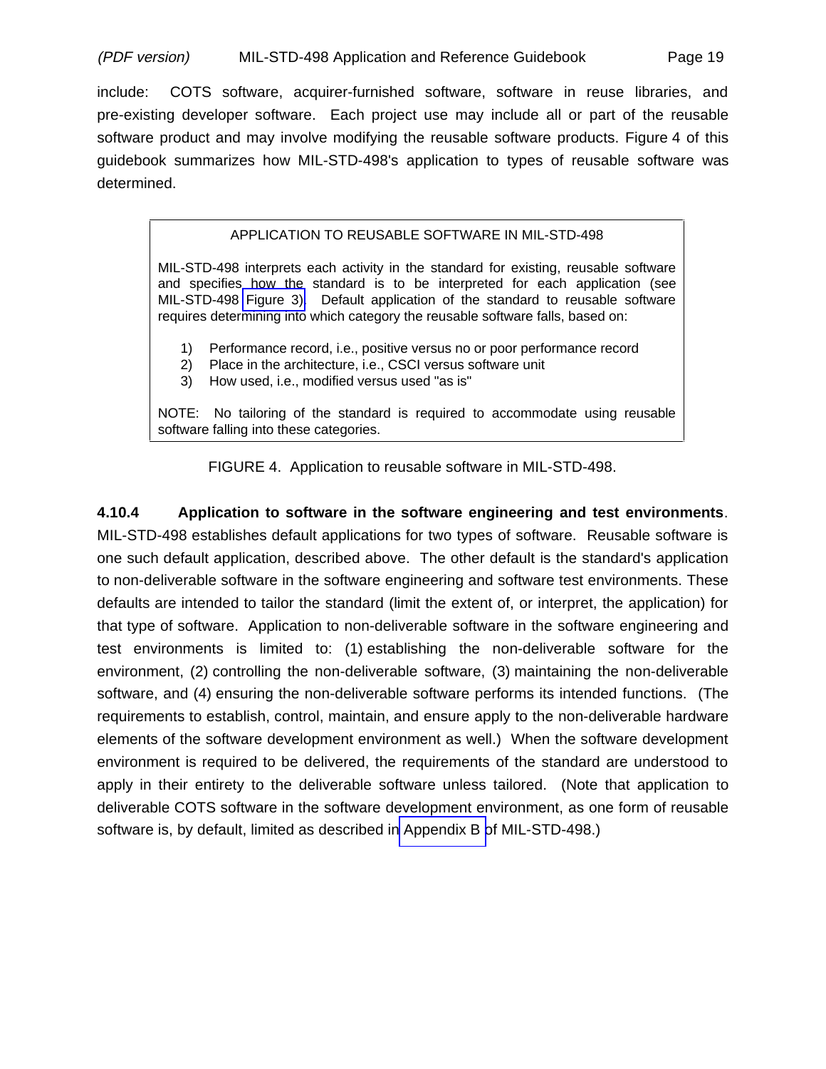include: COTS software, acquirer-furnished software, software in reuse libraries, and pre-existing developer software. Each project use may include all or part of the reusable software product and may involve modifying the reusable software products. Figure 4 of this guidebook summarizes how MIL-STD-498's application to types of reusable software was determined.

> APPLICATION TO REUSABLE SOFTWARE IN MIL-STD-498
>
> MIL-STD-498 interprets each activity in the standard for existing, reusable software and specifies how the standard is to be interpreted for each application (see MIL-STD-498 Figure 3). Default application of the standard to reusable software requires determining into which category the reusable software falls, based on:
>
> 1) Performance record, i.e., positive versus no or poor performance record
> 2) Place in the architecture, i.e., CSCI versus software unit
> 3) How used, i.e., modified versus used "as is"
>
> NOTE: No tailoring of the standard is required to accommodate using reusable software falling into these categories.

FIGURE 4. Application to reusable software in MIL-STD-498.

**4.10.4 Application to software in the software engineering and test environments**. MIL-STD-498 establishes default applications for two types of software. Reusable software is one such default application, described above. The other default is the standard's application to non-deliverable software in the software engineering and software test environments. These defaults are intended to tailor the standard (limit the extent of, or interpret, the application) for that type of software. Application to non-deliverable software in the software engineering and test environments is limited to: (1) establishing the non-deliverable software for the environment, (2) controlling the non-deliverable software, (3) maintaining the non-deliverable software, and (4) ensuring the non-deliverable software performs its intended functions. (The requirements to establish, control, maintain, and ensure apply to the non-deliverable hardware elements of the software development environment as well.) When the software development environment is required to be delivered, the requirements of the standard are understood to apply in their entirety to the deliverable software unless tailored. (Note that application to deliverable COTS software in the software development environment, as one form of reusable software is, by default, limited as described in Appendix B of MIL-STD-498.)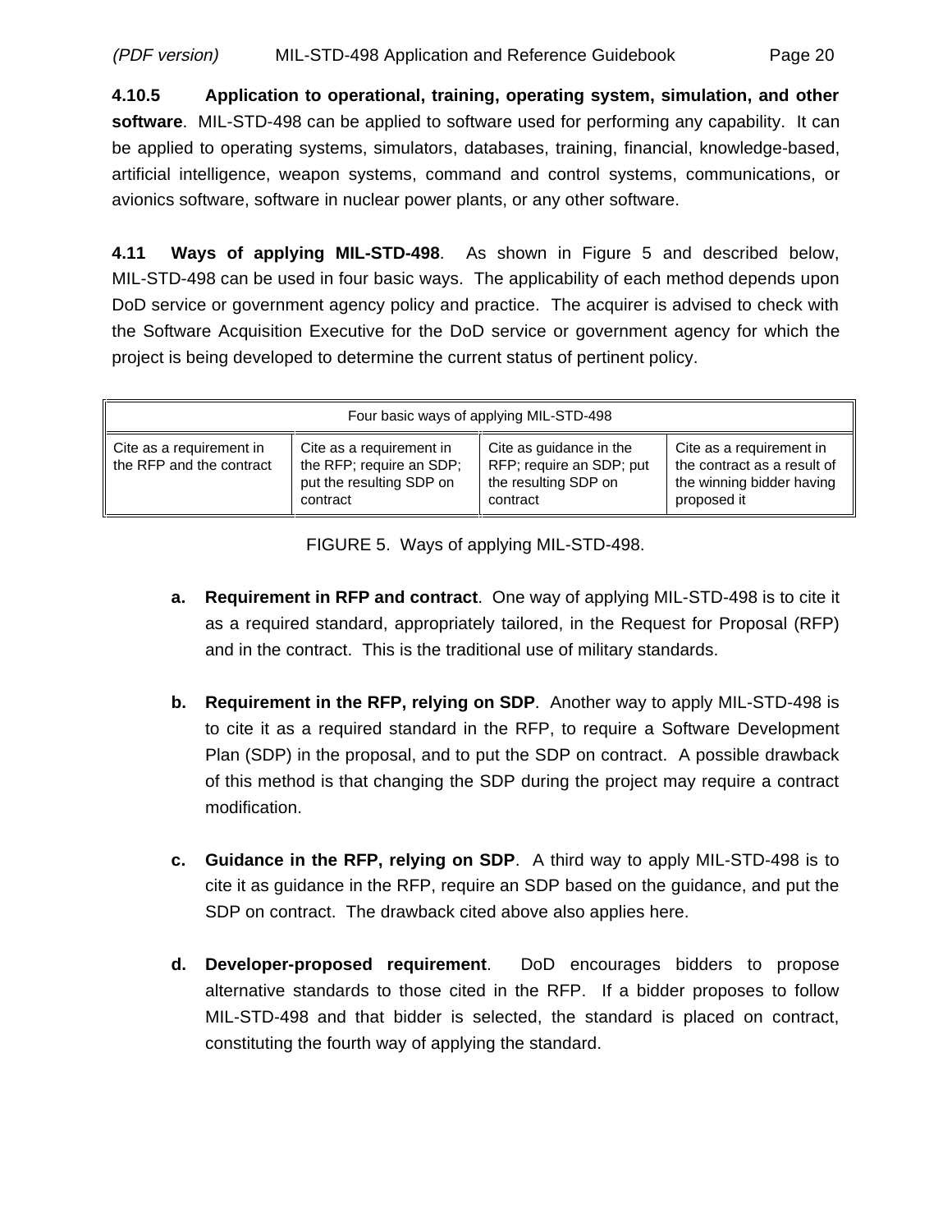**4.10.5 Application to operational, training, operating system, simulation, and other software**. MIL-STD-498 can be applied to software used for performing any capability. It can be applied to operating systems, simulators, databases, training, financial, knowledge-based, artificial intelligence, weapon systems, command and control systems, communications, or avionics software, software in nuclear power plants, or any other software.

**4.11 Ways of applying MIL-STD-498**. As shown in Figure 5 and described below, MIL-STD-498 can be used in four basic ways. The applicability of each method depends upon DoD service or government agency policy and practice. The acquirer is advised to check with the Software Acquisition Executive for the DoD service or government agency for which the project is being developed to determine the current status of pertinent policy.

| Four basic ways of applying MIL-STD-498 | | | |
|---|---|---|---|
| Cite as a requirement in the RFP and the contract | Cite as a requirement in the RFP; require an SDP; put the resulting SDP on contract | Cite as guidance in the RFP; require an SDP; put the resulting SDP on contract | Cite as a requirement in the contract as a result of the winning bidder having proposed it |

FIGURE 5. Ways of applying MIL-STD-498.

a. **Requirement in RFP and contract**. One way of applying MIL-STD-498 is to cite it as a required standard, appropriately tailored, in the Request for Proposal (RFP) and in the contract. This is the traditional use of military standards.

b. **Requirement in the RFP, relying on SDP**. Another way to apply MIL-STD-498 is to cite it as a required standard in the RFP, to require a Software Development Plan (SDP) in the proposal, and to put the SDP on contract. A possible drawback of this method is that changing the SDP during the project may require a contract modification.

c. **Guidance in the RFP, relying on SDP**. A third way to apply MIL-STD-498 is to cite it as guidance in the RFP, require an SDP based on the guidance, and put the SDP on contract. The drawback cited above also applies here.

d. **Developer-proposed requirement**. DoD encourages bidders to propose alternative standards to those cited in the RFP. If a bidder proposes to follow MIL-STD-498 and that bidder is selected, the standard is placed on contract, constituting the fourth way of applying the standard.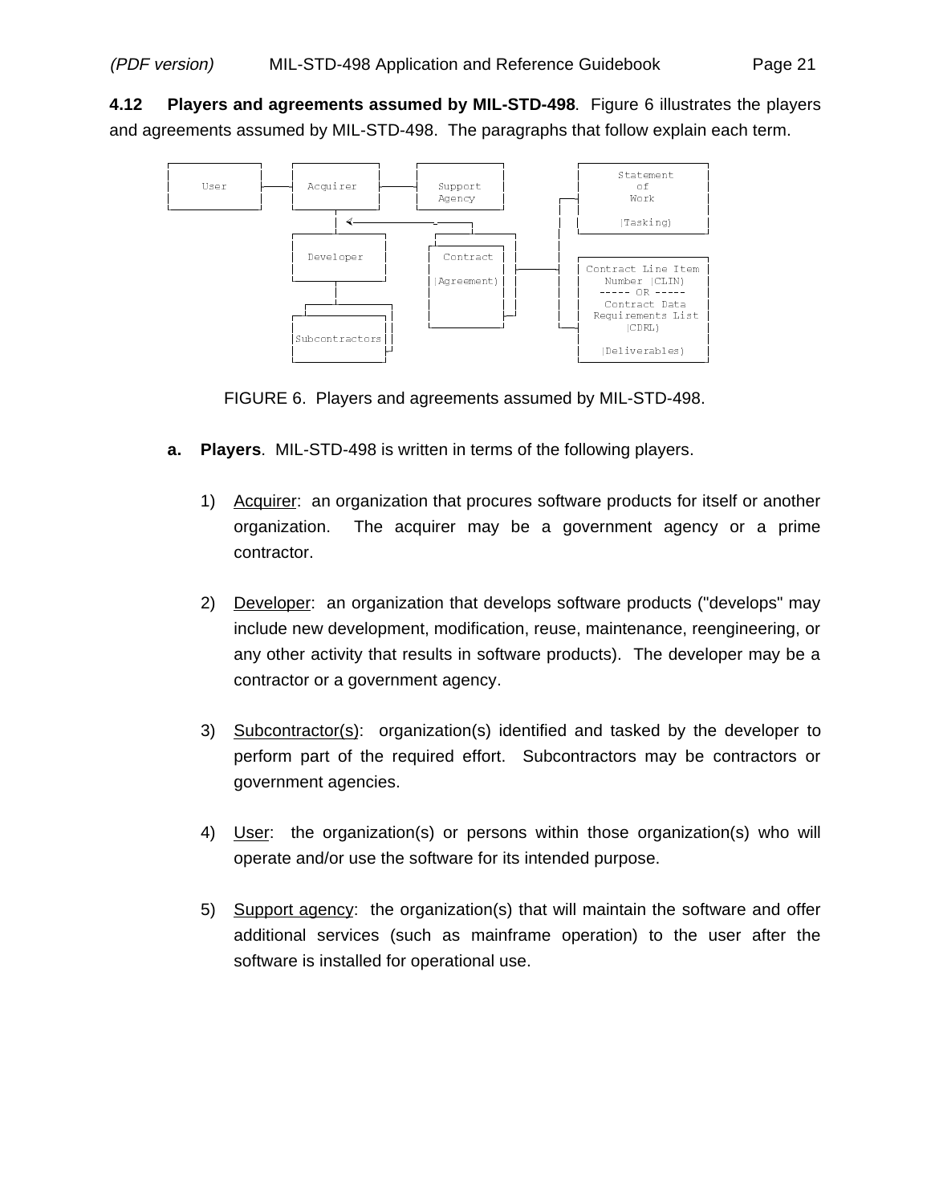**4.12 Players and agreements assumed by MIL-STD-498**. Figure 6 illustrates the players and agreements assumed by MIL-STD-498. The paragraphs that follow explain each term.

```
┌──────────┐     ┌──────────┐     ┌──────────┐         ┌──────────────┐
│   User   ├─────┤ Acquirer ├─────┤ Support  │         │  Statement   │
│          │     │          │     │ Agency   │         │     of       │
└──────────┘     └────┬─────┘     └──────────┘      ┌──┤    Work      │
                      │ <───────────────┐           │  │  (Tasking)   │
                 ┌────┴─────┐     ┌─────┴────┐      │  └──────────────┘
                 │Developer │     │ Contract │──────┤  ┌──────────────────────┐
                 │          │     │(Agreement)│     │  │ Contract Line Item   │
                 └────┬─────┘     └──────────┘      │  │   Number (CLIN)      │
                      │                             │  │   ----- OR -----     │
                 ┌────┴─────────┐                   │  │   Contract Data      │
                 │Subcontractors│                   └──┤ Requirements List    │
                 │              │                      │       (CDRL)         │
                 └──────────────┘                      │   (Deliverables)     │
                                                       └──────────────────────┘
```

FIGURE 6. Players and agreements assumed by MIL-STD-498.

**a. Players**. MIL-STD-498 is written in terms of the following players.

1) Acquirer: an organization that procures software products for itself or another organization. The acquirer may be a government agency or a prime contractor.

2) Developer: an organization that develops software products ("develops" may include new development, modification, reuse, maintenance, reengineering, or any other activity that results in software products). The developer may be a contractor or a government agency.

3) Subcontractor(s): organization(s) identified and tasked by the developer to perform part of the required effort. Subcontractors may be contractors or government agencies.

4) User: the organization(s) or persons within those organization(s) who will operate and/or use the software for its intended purpose.

5) Support agency: the organization(s) that will maintain the software and offer additional services (such as mainframe operation) to the user after the software is installed for operational use.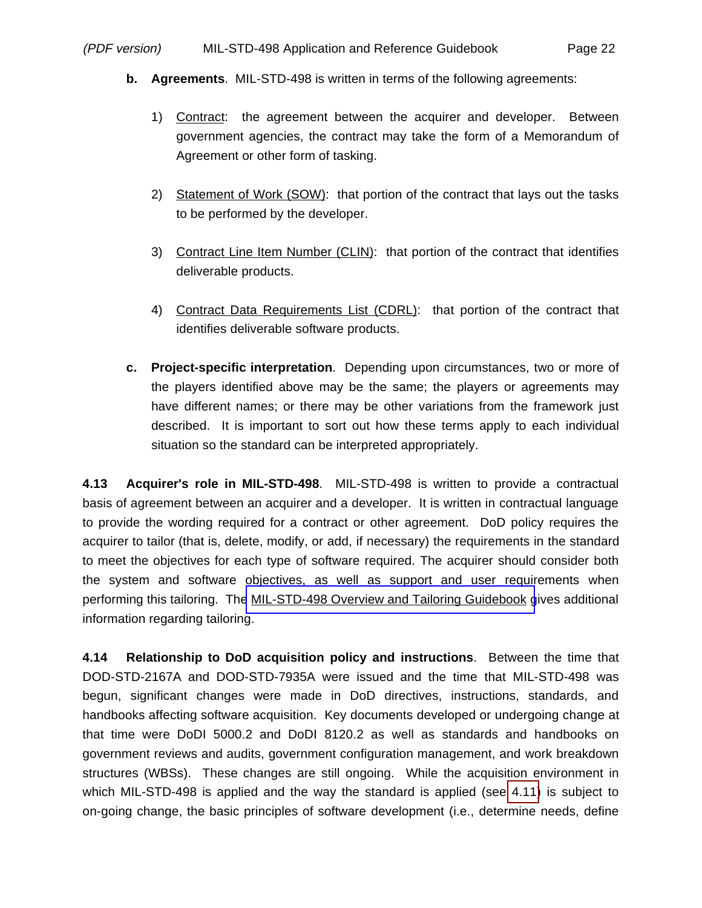**b. Agreements**. MIL-STD-498 is written in terms of the following agreements:

1) Contract: the agreement between the acquirer and developer. Between government agencies, the contract may take the form of a Memorandum of Agreement or other form of tasking.

2) Statement of Work (SOW): that portion of the contract that lays out the tasks to be performed by the developer.

3) Contract Line Item Number (CLIN): that portion of the contract that identifies deliverable products.

4) Contract Data Requirements List (CDRL): that portion of the contract that identifies deliverable software products.

**c. Project-specific interpretation**. Depending upon circumstances, two or more of the players identified above may be the same; the players or agreements may have different names; or there may be other variations from the framework just described. It is important to sort out how these terms apply to each individual situation so the standard can be interpreted appropriately.

**4.13 Acquirer's role in MIL-STD-498**. MIL-STD-498 is written to provide a contractual basis of agreement between an acquirer and a developer. It is written in contractual language to provide the wording required for a contract or other agreement. DoD policy requires the acquirer to tailor (that is, delete, modify, or add, if necessary) the requirements in the standard to meet the objectives for each type of software required. The acquirer should consider both the system and software objectives, as well as support and user requirements when performing this tailoring. The MIL-STD-498 Overview and Tailoring Guidebook gives additional information regarding tailoring.

**4.14 Relationship to DoD acquisition policy and instructions**. Between the time that DOD-STD-2167A and DOD-STD-7935A were issued and the time that MIL-STD-498 was begun, significant changes were made in DoD directives, instructions, standards, and handbooks affecting software acquisition. Key documents developed or undergoing change at that time were DoDI 5000.2 and DoDI 8120.2 as well as standards and handbooks on government reviews and audits, government configuration management, and work breakdown structures (WBSs). These changes are still ongoing. While the acquisition environment in which MIL-STD-498 is applied and the way the standard is applied (see 4.11) is subject to on-going change, the basic principles of software development (i.e., determine needs, define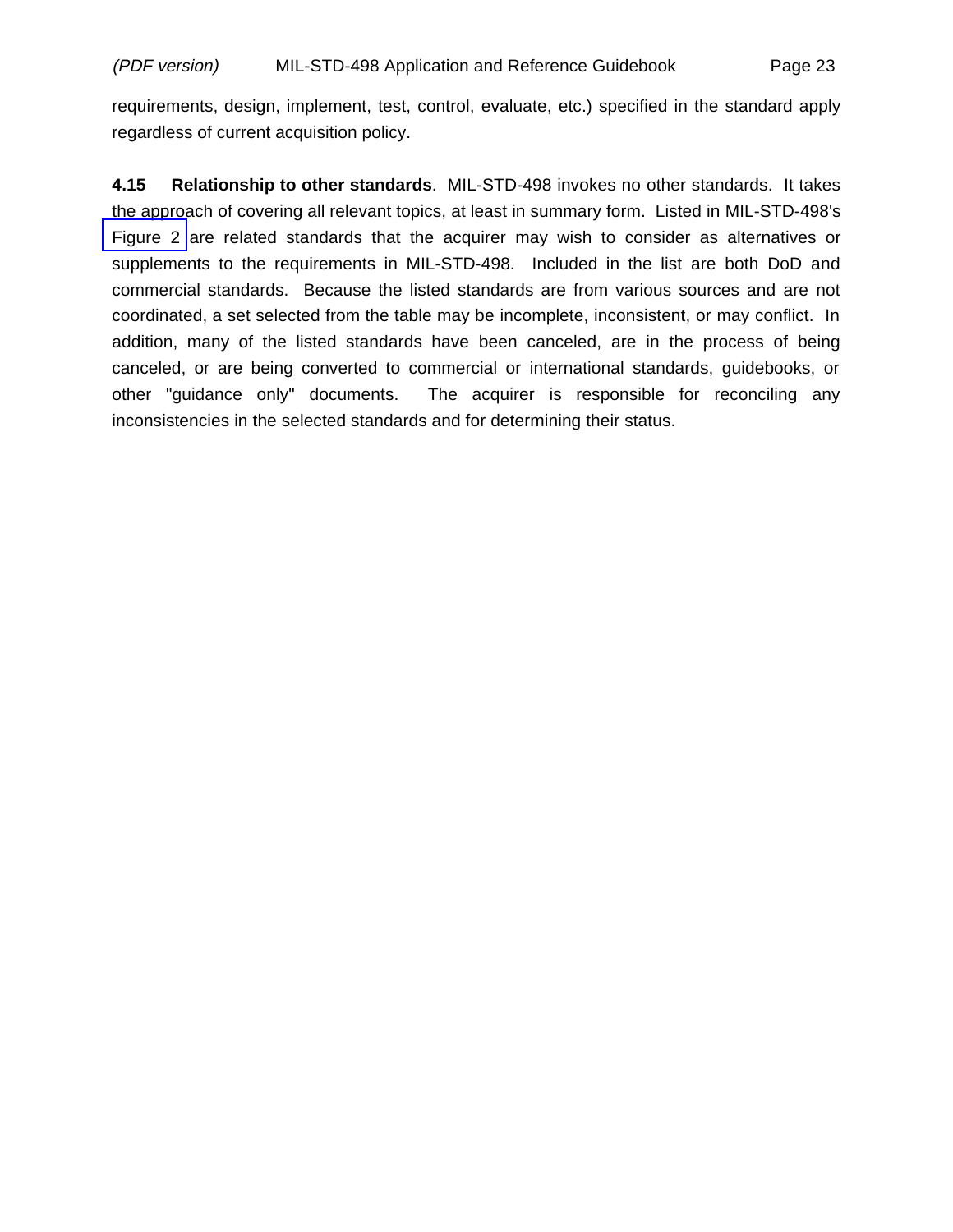requirements, design, implement, test, control, evaluate, etc.) specified in the standard apply regardless of current acquisition policy.

**4.15 Relationship to other standards**. MIL-STD-498 invokes no other standards. It takes the approach of covering all relevant topics, at least in summary form. Listed in MIL-STD-498's Figure 2 are related standards that the acquirer may wish to consider as alternatives or supplements to the requirements in MIL-STD-498. Included in the list are both DoD and commercial standards. Because the listed standards are from various sources and are not coordinated, a set selected from the table may be incomplete, inconsistent, or may conflict. In addition, many of the listed standards have been canceled, are in the process of being canceled, or are being converted to commercial or international standards, guidebooks, or other "guidance only" documents. The acquirer is responsible for reconciling any inconsistencies in the selected standards and for determining their status.